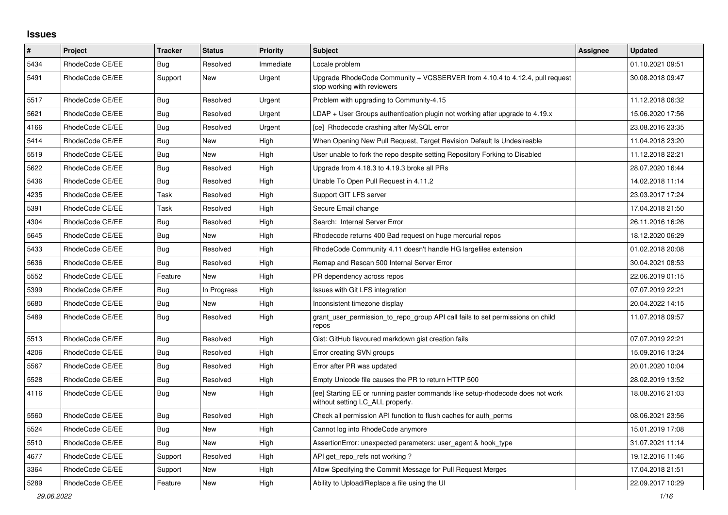# Issues

| # | Project | Tracker | Status | Priority | Subject | Assignee | Updated |
|---|---|---|---|---|---|---|---|
| 5434 | RhodeCode CE/EE | Bug | Resolved | Immediate | Locale problem | | 01.10.2021 09:51 |
| 5491 | RhodeCode CE/EE | Support | New | Urgent | Upgrade RhodeCode Community + VCSSERVER from 4.10.4 to 4.12.4, pull request stop working with reviewers | | 30.08.2018 09:47 |
| 5517 | RhodeCode CE/EE | Bug | Resolved | Urgent | Problem with upgrading to Community-4.15 | | 11.12.2018 06:32 |
| 5621 | RhodeCode CE/EE | Bug | Resolved | Urgent | LDAP + User Groups authentication plugin not working after upgrade to 4.19.x | | 15.06.2020 17:56 |
| 4166 | RhodeCode CE/EE | Bug | Resolved | Urgent | [ce] Rhodecode crashing after MySQL error | | 23.08.2016 23:35 |
| 5414 | RhodeCode CE/EE | Bug | New | High | When Opening New Pull Request, Target Revision Default Is Undesireable | | 11.04.2018 23:20 |
| 5519 | RhodeCode CE/EE | Bug | New | High | User unable to fork the repo despite setting Repository Forking to Disabled | | 11.12.2018 22:21 |
| 5622 | RhodeCode CE/EE | Bug | Resolved | High | Upgrade from 4.18.3 to 4.19.3 broke all PRs | | 28.07.2020 16:44 |
| 5436 | RhodeCode CE/EE | Bug | Resolved | High | Unable To Open Pull Request in 4.11.2 | | 14.02.2018 11:14 |
| 4235 | RhodeCode CE/EE | Task | Resolved | High | Support GIT LFS server | | 23.03.2017 17:24 |
| 5391 | RhodeCode CE/EE | Task | Resolved | High | Secure Email change | | 17.04.2018 21:50 |
| 4304 | RhodeCode CE/EE | Bug | Resolved | High | Search: Internal Server Error | | 26.11.2016 16:26 |
| 5645 | RhodeCode CE/EE | Bug | New | High | Rhodecode returns 400 Bad request on huge mercurial repos | | 18.12.2020 06:29 |
| 5433 | RhodeCode CE/EE | Bug | Resolved | High | RhodeCode Community 4.11 doesn't handle HG largefiles extension | | 01.02.2018 20:08 |
| 5636 | RhodeCode CE/EE | Bug | Resolved | High | Remap and Rescan 500 Internal Server Error | | 30.04.2021 08:53 |
| 5552 | RhodeCode CE/EE | Feature | New | High | PR dependency across repos | | 22.06.2019 01:15 |
| 5399 | RhodeCode CE/EE | Bug | In Progress | High | Issues with Git LFS integration | | 07.07.2019 22:21 |
| 5680 | RhodeCode CE/EE | Bug | New | High | Inconsistent timezone display | | 20.04.2022 14:15 |
| 5489 | RhodeCode CE/EE | Bug | Resolved | High | grant_user_permission_to_repo_group API call fails to set permissions on child repos | | 11.07.2018 09:57 |
| 5513 | RhodeCode CE/EE | Bug | Resolved | High | Gist: GitHub flavoured markdown gist creation fails | | 07.07.2019 22:21 |
| 4206 | RhodeCode CE/EE | Bug | Resolved | High | Error creating SVN groups | | 15.09.2016 13:24 |
| 5567 | RhodeCode CE/EE | Bug | Resolved | High | Error after PR was updated | | 20.01.2020 10:04 |
| 5528 | RhodeCode CE/EE | Bug | Resolved | High | Empty Unicode file causes the PR to return HTTP 500 | | 28.02.2019 13:52 |
| 4116 | RhodeCode CE/EE | Bug | New | High | [ee] Starting EE or running paster commands like setup-rhodecode does not work without setting LC_ALL properly. | | 18.08.2016 21:03 |
| 5560 | RhodeCode CE/EE | Bug | Resolved | High | Check all permission API function to flush caches for auth_perms | | 08.06.2021 23:56 |
| 5524 | RhodeCode CE/EE | Bug | New | High | Cannot log into RhodeCode anymore | | 15.01.2019 17:08 |
| 5510 | RhodeCode CE/EE | Bug | New | High | AssertionError: unexpected parameters: user_agent & hook_type | | 31.07.2021 11:14 |
| 4677 | RhodeCode CE/EE | Support | Resolved | High | API get_repo_refs not working ? | | 19.12.2016 11:46 |
| 3364 | RhodeCode CE/EE | Support | New | High | Allow Specifying the Commit Message for Pull Request Merges | | 17.04.2018 21:51 |
| 5289 | RhodeCode CE/EE | Feature | New | High | Ability to Upload/Replace a file using the UI | | 22.09.2017 10:29 |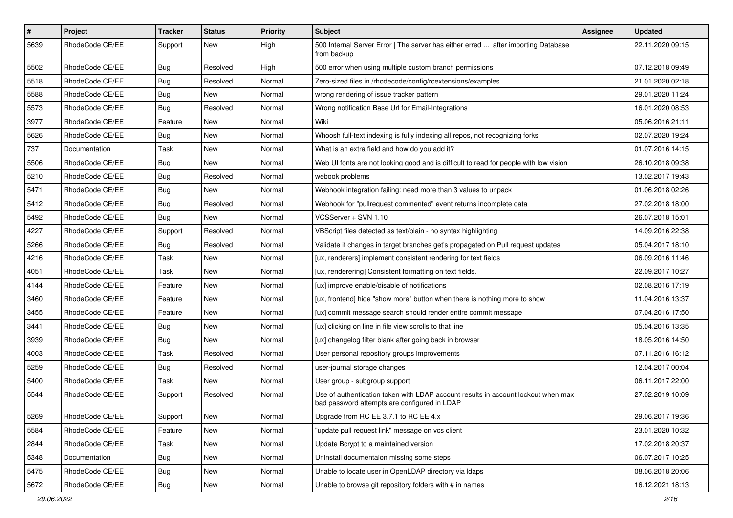| # | Project | Tracker | Status | Priority | Subject | Assignee | Updated |
|---|---|---|---|---|---|---|---|
| 5639 | RhodeCode CE/EE | Support | New | High | 500 Internal Server Error \| The server has either erred ... after importing Database from backup | | 22.11.2020 09:15 |
| 5502 | RhodeCode CE/EE | Bug | Resolved | High | 500 error when using multiple custom branch permissions | | 07.12.2018 09:49 |
| 5518 | RhodeCode CE/EE | Bug | Resolved | Normal | Zero-sized files in /rhodecode/config/rcextensions/examples | | 21.01.2020 02:18 |
| 5588 | RhodeCode CE/EE | Bug | New | Normal | wrong rendering of issue tracker pattern | | 29.01.2020 11:24 |
| 5573 | RhodeCode CE/EE | Bug | Resolved | Normal | Wrong notification Base Url for Email-Integrations | | 16.01.2020 08:53 |
| 3977 | RhodeCode CE/EE | Feature | New | Normal | Wiki | | 05.06.2016 21:11 |
| 5626 | RhodeCode CE/EE | Bug | New | Normal | Whoosh full-text indexing is fully indexing all repos, not recognizing forks | | 02.07.2020 19:24 |
| 737 | Documentation | Task | New | Normal | What is an extra field and how do you add it? | | 01.07.2016 14:15 |
| 5506 | RhodeCode CE/EE | Bug | New | Normal | Web UI fonts are not looking good and is difficult to read for people with low vision | | 26.10.2018 09:38 |
| 5210 | RhodeCode CE/EE | Bug | Resolved | Normal | webook problems | | 13.02.2017 19:43 |
| 5471 | RhodeCode CE/EE | Bug | New | Normal | Webhook integration failing: need more than 3 values to unpack | | 01.06.2018 02:26 |
| 5412 | RhodeCode CE/EE | Bug | Resolved | Normal | Webhook for "pullrequest commented" event returns incomplete data | | 27.02.2018 18:00 |
| 5492 | RhodeCode CE/EE | Bug | New | Normal | VCSServer + SVN 1.10 | | 26.07.2018 15:01 |
| 4227 | RhodeCode CE/EE | Support | Resolved | Normal | VBScript files detected as text/plain - no syntax highlighting | | 14.09.2016 22:38 |
| 5266 | RhodeCode CE/EE | Bug | Resolved | Normal | Validate if changes in target branches get's propagated on Pull request updates | | 05.04.2017 18:10 |
| 4216 | RhodeCode CE/EE | Task | New | Normal | [ux, renderers] implement consistent rendering for text fields | | 06.09.2016 11:46 |
| 4051 | RhodeCode CE/EE | Task | New | Normal | [ux, renderering] Consistent formatting on text fields. | | 22.09.2017 10:27 |
| 4144 | RhodeCode CE/EE | Feature | New | Normal | [ux] improve enable/disable of notifications | | 02.08.2016 17:19 |
| 3460 | RhodeCode CE/EE | Feature | New | Normal | [ux, frontend] hide "show more" button when there is nothing more to show | | 11.04.2016 13:37 |
| 3455 | RhodeCode CE/EE | Feature | New | Normal | [ux] commit message search should render entire commit message | | 07.04.2016 17:50 |
| 3441 | RhodeCode CE/EE | Bug | New | Normal | [ux] clicking on line in file view scrolls to that line | | 05.04.2016 13:35 |
| 3939 | RhodeCode CE/EE | Bug | New | Normal | [ux] changelog filter blank after going back in browser | | 18.05.2016 14:50 |
| 4003 | RhodeCode CE/EE | Task | Resolved | Normal | User personal repository groups improvements | | 07.11.2016 16:12 |
| 5259 | RhodeCode CE/EE | Bug | Resolved | Normal | user-journal storage changes | | 12.04.2017 00:04 |
| 5400 | RhodeCode CE/EE | Task | New | Normal | User group - subgroup support | | 06.11.2017 22:00 |
| 5544 | RhodeCode CE/EE | Support | Resolved | Normal | Use of authentication token with LDAP account results in account lockout when max bad password attempts are configured in LDAP | | 27.02.2019 10:09 |
| 5269 | RhodeCode CE/EE | Support | New | Normal | Upgrade from RC EE 3.7.1 to RC EE 4.x | | 29.06.2017 19:36 |
| 5584 | RhodeCode CE/EE | Feature | New | Normal | "update pull request link" message on vcs client | | 23.01.2020 10:32 |
| 2844 | RhodeCode CE/EE | Task | New | Normal | Update Bcrypt to a maintained version | | 17.02.2018 20:37 |
| 5348 | Documentation | Bug | New | Normal | Uninstall documentaion missing some steps | | 06.07.2017 10:25 |
| 5475 | RhodeCode CE/EE | Bug | New | Normal | Unable to locate user in OpenLDAP directory via ldaps | | 08.06.2018 20:06 |
| 5672 | RhodeCode CE/EE | Bug | New | Normal | Unable to browse git repository folders with # in names | | 16.12.2021 18:13 |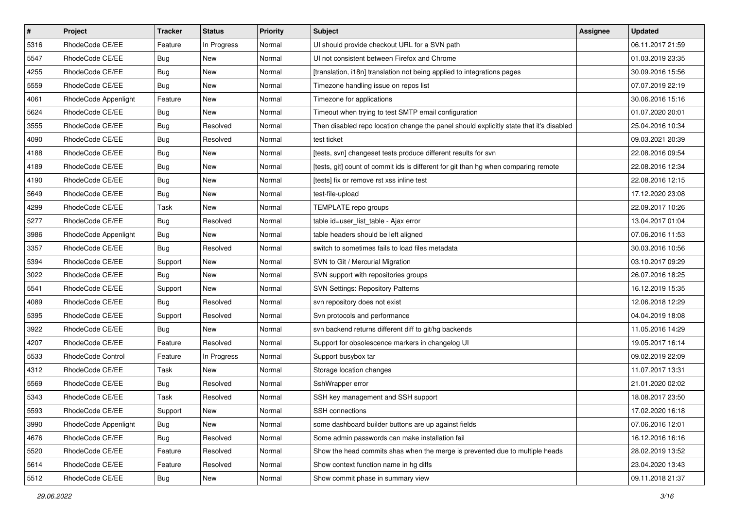| # | Project | Tracker | Status | Priority | Subject | Assignee | Updated |
|---|---|---|---|---|---|---|---|
| 5316 | RhodeCode CE/EE | Feature | In Progress | Normal | UI should provide checkout URL for a SVN path | | 06.11.2017 21:59 |
| 5547 | RhodeCode CE/EE | Bug | New | Normal | UI not consistent between Firefox and Chrome | | 01.03.2019 23:35 |
| 4255 | RhodeCode CE/EE | Bug | New | Normal | [translation, i18n] translation not being applied to integrations pages | | 30.09.2016 15:56 |
| 5559 | RhodeCode CE/EE | Bug | New | Normal | Timezone handling issue on repos list | | 07.07.2019 22:19 |
| 4061 | RhodeCode Appenlight | Feature | New | Normal | Timezone for applications | | 30.06.2016 15:16 |
| 5624 | RhodeCode CE/EE | Bug | New | Normal | Timeout when trying to test SMTP email configuration | | 01.07.2020 20:01 |
| 3555 | RhodeCode CE/EE | Bug | Resolved | Normal | Then disabled repo location change the panel should explicitly state that it's disabled | | 25.04.2016 10:34 |
| 4090 | RhodeCode CE/EE | Bug | Resolved | Normal | test ticket | | 09.03.2021 20:39 |
| 4188 | RhodeCode CE/EE | Bug | New | Normal | [tests, svn] changeset tests produce different results for svn | | 22.08.2016 09:54 |
| 4189 | RhodeCode CE/EE | Bug | New | Normal | [tests, git] count of commit ids is different for git than hg when comparing remote | | 22.08.2016 12:34 |
| 4190 | RhodeCode CE/EE | Bug | New | Normal | [tests] fix or remove rst xss inline test | | 22.08.2016 12:15 |
| 5649 | RhodeCode CE/EE | Bug | New | Normal | test-file-upload | | 17.12.2020 23:08 |
| 4299 | RhodeCode CE/EE | Task | New | Normal | TEMPLATE repo groups | | 22.09.2017 10:26 |
| 5277 | RhodeCode CE/EE | Bug | Resolved | Normal | table id=user_list_table - Ajax error | | 13.04.2017 01:04 |
| 3986 | RhodeCode Appenlight | Bug | New | Normal | table headers should be left aligned | | 07.06.2016 11:53 |
| 3357 | RhodeCode CE/EE | Bug | Resolved | Normal | switch to sometimes fails to load files metadata | | 30.03.2016 10:56 |
| 5394 | RhodeCode CE/EE | Support | New | Normal | SVN to Git / Mercurial Migration | | 03.10.2017 09:29 |
| 3022 | RhodeCode CE/EE | Bug | New | Normal | SVN support with repositories groups | | 26.07.2016 18:25 |
| 5541 | RhodeCode CE/EE | Support | New | Normal | SVN Settings: Repository Patterns | | 16.12.2019 15:35 |
| 4089 | RhodeCode CE/EE | Bug | Resolved | Normal | svn repository does not exist | | 12.06.2018 12:29 |
| 5395 | RhodeCode CE/EE | Support | Resolved | Normal | Svn protocols and performance | | 04.04.2019 18:08 |
| 3922 | RhodeCode CE/EE | Bug | New | Normal | svn backend returns different diff to git/hg backends | | 11.05.2016 14:29 |
| 4207 | RhodeCode CE/EE | Feature | Resolved | Normal | Support for obsolescence markers in changelog UI | | 19.05.2017 16:14 |
| 5533 | RhodeCode Control | Feature | In Progress | Normal | Support busybox tar | | 09.02.2019 22:09 |
| 4312 | RhodeCode CE/EE | Task | New | Normal | Storage location changes | | 11.07.2017 13:31 |
| 5569 | RhodeCode CE/EE | Bug | Resolved | Normal | SshWrapper error | | 21.01.2020 02:02 |
| 5343 | RhodeCode CE/EE | Task | Resolved | Normal | SSH key management and SSH support | | 18.08.2017 23:50 |
| 5593 | RhodeCode CE/EE | Support | New | Normal | SSH connections | | 17.02.2020 16:18 |
| 3990 | RhodeCode Appenlight | Bug | New | Normal | some dashboard builder buttons are up against fields | | 07.06.2016 12:01 |
| 4676 | RhodeCode CE/EE | Bug | Resolved | Normal | Some admin passwords can make installation fail | | 16.12.2016 16:16 |
| 5520 | RhodeCode CE/EE | Feature | Resolved | Normal | Show the head commits shas when the merge is prevented due to multiple heads | | 28.02.2019 13:52 |
| 5614 | RhodeCode CE/EE | Feature | Resolved | Normal | Show context function name in hg diffs | | 23.04.2020 13:43 |
| 5512 | RhodeCode CE/EE | Bug | New | Normal | Show commit phase in summary view | | 09.11.2018 21:37 |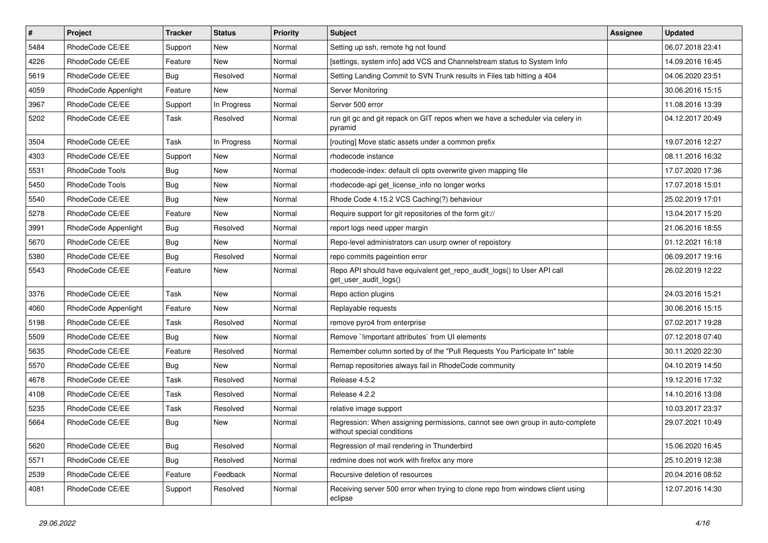| # | Project | Tracker | Status | Priority | Subject | Assignee | Updated |
| --- | --- | --- | --- | --- | --- | --- | --- |
| 5484 | RhodeCode CE/EE | Support | New | Normal | Setting up ssh, remote hg not found | | 06.07.2018 23:41 |
| 4226 | RhodeCode CE/EE | Feature | New | Normal | [settings, system info] add VCS and Channelstream status to System Info | | 14.09.2016 16:45 |
| 5619 | RhodeCode CE/EE | Bug | Resolved | Normal | Setting Landing Commit to SVN Trunk results in Files tab hitting a 404 | | 04.06.2020 23:51 |
| 4059 | RhodeCode Appenlight | Feature | New | Normal | Server Monitoring | | 30.06.2016 15:15 |
| 3967 | RhodeCode CE/EE | Support | In Progress | Normal | Server 500 error | | 11.08.2016 13:39 |
| 5202 | RhodeCode CE/EE | Task | Resolved | Normal | run git gc and git repack on GIT repos when we have a scheduler via celery in pyramid | | 04.12.2017 20:49 |
| 3504 | RhodeCode CE/EE | Task | In Progress | Normal | [routing] Move static assets under a common prefix | | 19.07.2016 12:27 |
| 4303 | RhodeCode CE/EE | Support | New | Normal | rhodecode instance | | 08.11.2016 16:32 |
| 5531 | RhodeCode Tools | Bug | New | Normal | rhodecode-index: default cli opts overwrite given mapping file | | 17.07.2020 17:36 |
| 5450 | RhodeCode Tools | Bug | New | Normal | rhodecode-api get_license_info no longer works | | 17.07.2018 15:01 |
| 5540 | RhodeCode CE/EE | Bug | New | Normal | Rhode Code 4.15.2 VCS Caching(?) behaviour | | 25.02.2019 17:01 |
| 5278 | RhodeCode CE/EE | Feature | New | Normal | Require support for git repositories of the form git:// | | 13.04.2017 15:20 |
| 3991 | RhodeCode Appenlight | Bug | Resolved | Normal | report logs need upper margin | | 21.06.2016 18:55 |
| 5670 | RhodeCode CE/EE | Bug | New | Normal | Repo-level administrators can usurp owner of repoistory | | 01.12.2021 16:18 |
| 5380 | RhodeCode CE/EE | Bug | Resolved | Normal | repo commits pageintion error | | 06.09.2017 19:16 |
| 5543 | RhodeCode CE/EE | Feature | New | Normal | Repo API should have equivalent get_repo_audit_logs() to User API call get_user_audit_logs() | | 26.02.2019 12:22 |
| 3376 | RhodeCode CE/EE | Task | New | Normal | Repo action plugins | | 24.03.2016 15:21 |
| 4060 | RhodeCode Appenlight | Feature | New | Normal | Replayable requests | | 30.06.2016 15:15 |
| 5198 | RhodeCode CE/EE | Task | Resolved | Normal | remove pyro4 from enterprise | | 07.02.2017 19:28 |
| 5509 | RhodeCode CE/EE | Bug | New | Normal | Remove `!important attributes` from UI elements | | 07.12.2018 07:40 |
| 5635 | RhodeCode CE/EE | Feature | Resolved | Normal | Remember column sorted by of the "Pull Requests You Participate In" table | | 30.11.2020 22:30 |
| 5570 | RhodeCode CE/EE | Bug | New | Normal | Remap repositories always fail in RhodeCode community | | 04.10.2019 14:50 |
| 4678 | RhodeCode CE/EE | Task | Resolved | Normal | Release 4.5.2 | | 19.12.2016 17:32 |
| 4108 | RhodeCode CE/EE | Task | Resolved | Normal | Release 4.2.2 | | 14.10.2016 13:08 |
| 5235 | RhodeCode CE/EE | Task | Resolved | Normal | relative image support | | 10.03.2017 23:37 |
| 5664 | RhodeCode CE/EE | Bug | New | Normal | Regression: When assigning permissions, cannot see own group in auto-complete without special conditions | | 29.07.2021 10:49 |
| 5620 | RhodeCode CE/EE | Bug | Resolved | Normal | Regression of mail rendering in Thunderbird | | 15.06.2020 16:45 |
| 5571 | RhodeCode CE/EE | Bug | Resolved | Normal | redmine does not work with firefox any more | | 25.10.2019 12:38 |
| 2539 | RhodeCode CE/EE | Feature | Feedback | Normal | Recursive deletion of resources | | 20.04.2016 08:52 |
| 4081 | RhodeCode CE/EE | Support | Resolved | Normal | Receiving server 500 error when trying to clone repo from windows client using eclipse | | 12.07.2016 14:30 |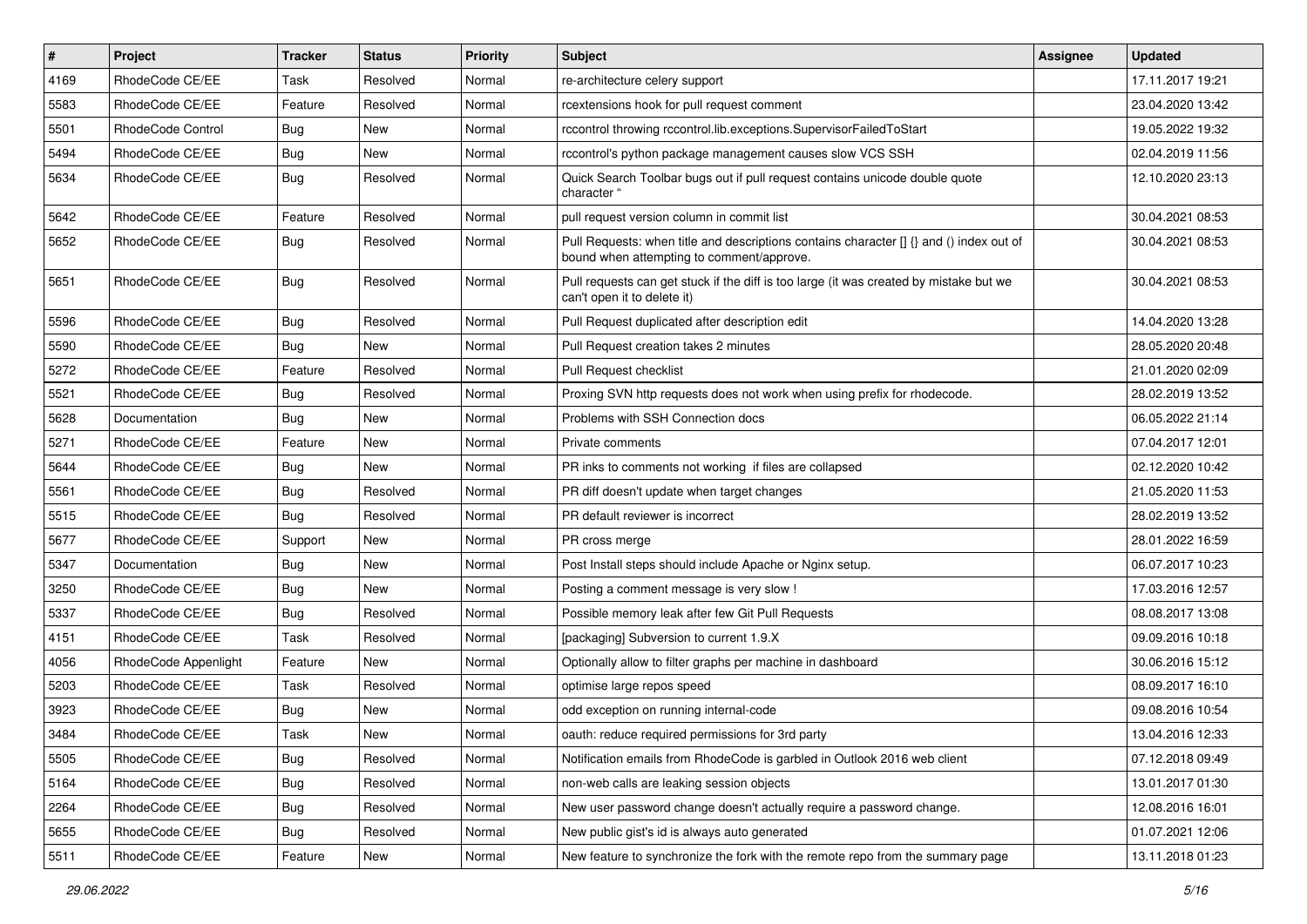| # | Project | Tracker | Status | Priority | Subject | Assignee | Updated |
| --- | --- | --- | --- | --- | --- | --- | --- |
| 4169 | RhodeCode CE/EE | Task | Resolved | Normal | re-architecture celery support | | 17.11.2017 19:21 |
| 5583 | RhodeCode CE/EE | Feature | Resolved | Normal | rcextensions hook for pull request comment | | 23.04.2020 13:42 |
| 5501 | RhodeCode Control | Bug | New | Normal | rccontrol throwing rccontrol.lib.exceptions.SupervisorFailedToStart | | 19.05.2022 19:32 |
| 5494 | RhodeCode CE/EE | Bug | New | Normal | rccontrol's python package management causes slow VCS SSH | | 02.04.2019 11:56 |
| 5634 | RhodeCode CE/EE | Bug | Resolved | Normal | Quick Search Toolbar bugs out if pull request contains unicode double quote character " | | 12.10.2020 23:13 |
| 5642 | RhodeCode CE/EE | Feature | Resolved | Normal | pull request version column in commit list | | 30.04.2021 08:53 |
| 5652 | RhodeCode CE/EE | Bug | Resolved | Normal | Pull Requests: when title and descriptions contains character [] {} and () index out of bound when attempting to comment/approve. | | 30.04.2021 08:53 |
| 5651 | RhodeCode CE/EE | Bug | Resolved | Normal | Pull requests can get stuck if the diff is too large (it was created by mistake but we can't open it to delete it) | | 30.04.2021 08:53 |
| 5596 | RhodeCode CE/EE | Bug | Resolved | Normal | Pull Request duplicated after description edit | | 14.04.2020 13:28 |
| 5590 | RhodeCode CE/EE | Bug | New | Normal | Pull Request creation takes 2 minutes | | 28.05.2020 20:48 |
| 5272 | RhodeCode CE/EE | Feature | Resolved | Normal | Pull Request checklist | | 21.01.2020 02:09 |
| 5521 | RhodeCode CE/EE | Bug | Resolved | Normal | Proxing SVN http requests does not work when using prefix for rhodecode. | | 28.02.2019 13:52 |
| 5628 | Documentation | Bug | New | Normal | Problems with SSH Connection docs | | 06.05.2022 21:14 |
| 5271 | RhodeCode CE/EE | Feature | New | Normal | Private comments | | 07.04.2017 12:01 |
| 5644 | RhodeCode CE/EE | Bug | New | Normal | PR inks to comments not working if files are collapsed | | 02.12.2020 10:42 |
| 5561 | RhodeCode CE/EE | Bug | Resolved | Normal | PR diff doesn't update when target changes | | 21.05.2020 11:53 |
| 5515 | RhodeCode CE/EE | Bug | Resolved | Normal | PR default reviewer is incorrect | | 28.02.2019 13:52 |
| 5677 | RhodeCode CE/EE | Support | New | Normal | PR cross merge | | 28.01.2022 16:59 |
| 5347 | Documentation | Bug | New | Normal | Post Install steps should include Apache or Nginx setup. | | 06.07.2017 10:23 |
| 3250 | RhodeCode CE/EE | Bug | New | Normal | Posting a comment message is very slow ! | | 17.03.2016 12:57 |
| 5337 | RhodeCode CE/EE | Bug | Resolved | Normal | Possible memory leak after few Git Pull Requests | | 08.08.2017 13:08 |
| 4151 | RhodeCode CE/EE | Task | Resolved | Normal | [packaging] Subversion to current 1.9.X | | 09.09.2016 10:18 |
| 4056 | RhodeCode Appenlight | Feature | New | Normal | Optionally allow to filter graphs per machine in dashboard | | 30.06.2016 15:12 |
| 5203 | RhodeCode CE/EE | Task | Resolved | Normal | optimise large repos speed | | 08.09.2017 16:10 |
| 3923 | RhodeCode CE/EE | Bug | New | Normal | odd exception on running internal-code | | 09.08.2016 10:54 |
| 3484 | RhodeCode CE/EE | Task | New | Normal | oauth: reduce required permissions for 3rd party | | 13.04.2016 12:33 |
| 5505 | RhodeCode CE/EE | Bug | Resolved | Normal | Notification emails from RhodeCode is garbled in Outlook 2016 web client | | 07.12.2018 09:49 |
| 5164 | RhodeCode CE/EE | Bug | Resolved | Normal | non-web calls are leaking session objects | | 13.01.2017 01:30 |
| 2264 | RhodeCode CE/EE | Bug | Resolved | Normal | New user password change doesn't actually require a password change. | | 12.08.2016 16:01 |
| 5655 | RhodeCode CE/EE | Bug | Resolved | Normal | New public gist's id is always auto generated | | 01.07.2021 12:06 |
| 5511 | RhodeCode CE/EE | Feature | New | Normal | New feature to synchronize the fork with the remote repo from the summary page | | 13.11.2018 01:23 |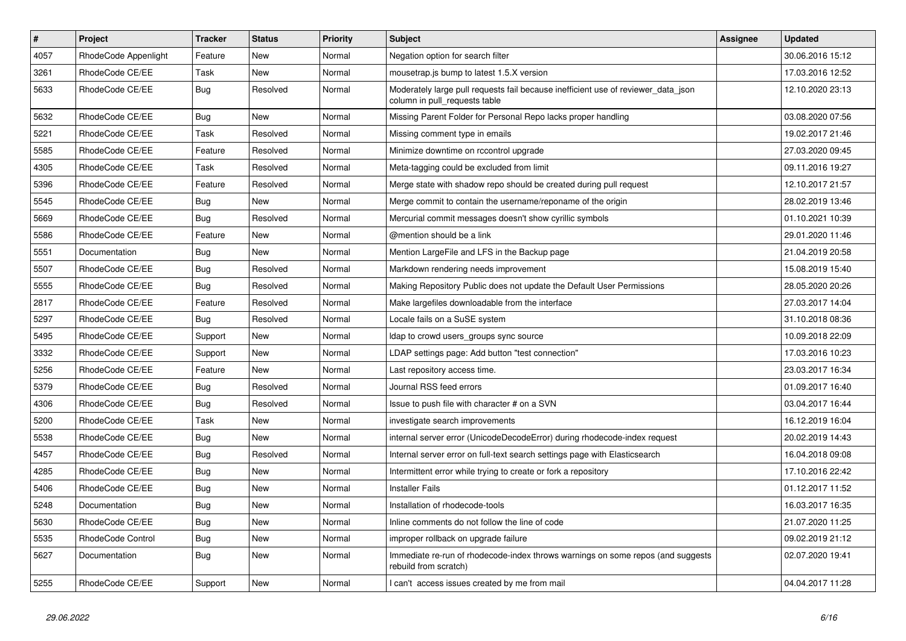| # | Project | Tracker | Status | Priority | Subject | Assignee | Updated |
|---|---|---|---|---|---|---|---|
| 4057 | RhodeCode Appenlight | Feature | New | Normal | Negation option for search filter | | 30.06.2016 15:12 |
| 3261 | RhodeCode CE/EE | Task | New | Normal | mousetrap.js bump to latest 1.5.X version | | 17.03.2016 12:52 |
| 5633 | RhodeCode CE/EE | Bug | Resolved | Normal | Moderately large pull requests fail because inefficient use of reviewer_data_json column in pull_requests table | | 12.10.2020 23:13 |
| 5632 | RhodeCode CE/EE | Bug | New | Normal | Missing Parent Folder for Personal Repo lacks proper handling | | 03.08.2020 07:56 |
| 5221 | RhodeCode CE/EE | Task | Resolved | Normal | Missing comment type in emails | | 19.02.2017 21:46 |
| 5585 | RhodeCode CE/EE | Feature | Resolved | Normal | Minimize downtime on rccontrol upgrade | | 27.03.2020 09:45 |
| 4305 | RhodeCode CE/EE | Task | Resolved | Normal | Meta-tagging could be excluded from limit | | 09.11.2016 19:27 |
| 5396 | RhodeCode CE/EE | Feature | Resolved | Normal | Merge state with shadow repo should be created during pull request | | 12.10.2017 21:57 |
| 5545 | RhodeCode CE/EE | Bug | New | Normal | Merge commit to contain the username/reponame of the origin | | 28.02.2019 13:46 |
| 5669 | RhodeCode CE/EE | Bug | Resolved | Normal | Mercurial commit messages doesn't show cyrillic symbols | | 01.10.2021 10:39 |
| 5586 | RhodeCode CE/EE | Feature | New | Normal | @mention should be a link | | 29.01.2020 11:46 |
| 5551 | Documentation | Bug | New | Normal | Mention LargeFile and LFS in the Backup page | | 21.04.2019 20:58 |
| 5507 | RhodeCode CE/EE | Bug | Resolved | Normal | Markdown rendering needs improvement | | 15.08.2019 15:40 |
| 5555 | RhodeCode CE/EE | Bug | Resolved | Normal | Making Repository Public does not update the Default User Permissions | | 28.05.2020 20:26 |
| 2817 | RhodeCode CE/EE | Feature | Resolved | Normal | Make largefiles downloadable from the interface | | 27.03.2017 14:04 |
| 5297 | RhodeCode CE/EE | Bug | Resolved | Normal | Locale fails on a SuSE system | | 31.10.2018 08:36 |
| 5495 | RhodeCode CE/EE | Support | New | Normal | ldap to crowd users_groups sync source | | 10.09.2018 22:09 |
| 3332 | RhodeCode CE/EE | Support | New | Normal | LDAP settings page: Add button "test connection" | | 17.03.2016 10:23 |
| 5256 | RhodeCode CE/EE | Feature | New | Normal | Last repository access time. | | 23.03.2017 16:34 |
| 5379 | RhodeCode CE/EE | Bug | Resolved | Normal | Journal RSS feed errors | | 01.09.2017 16:40 |
| 4306 | RhodeCode CE/EE | Bug | Resolved | Normal | Issue to push file with character # on a SVN | | 03.04.2017 16:44 |
| 5200 | RhodeCode CE/EE | Task | New | Normal | investigate search improvements | | 16.12.2019 16:04 |
| 5538 | RhodeCode CE/EE | Bug | New | Normal | internal server error (UnicodeDecodeError) during rhodecode-index request | | 20.02.2019 14:43 |
| 5457 | RhodeCode CE/EE | Bug | Resolved | Normal | Internal server error on full-text search settings page with Elasticsearch | | 16.04.2018 09:08 |
| 4285 | RhodeCode CE/EE | Bug | New | Normal | Intermittent error while trying to create or fork a repository | | 17.10.2016 22:42 |
| 5406 | RhodeCode CE/EE | Bug | New | Normal | Installer Fails | | 01.12.2017 11:52 |
| 5248 | Documentation | Bug | New | Normal | Installation of rhodecode-tools | | 16.03.2017 16:35 |
| 5630 | RhodeCode CE/EE | Bug | New | Normal | Inline comments do not follow the line of code | | 21.07.2020 11:25 |
| 5535 | RhodeCode Control | Bug | New | Normal | improper rollback on upgrade failure | | 09.02.2019 21:12 |
| 5627 | Documentation | Bug | New | Normal | Immediate re-run of rhodecode-index throws warnings on some repos (and suggests rebuild from scratch) | | 02.07.2020 19:41 |
| 5255 | RhodeCode CE/EE | Support | New | Normal | I can't access issues created by me from mail | | 04.04.2017 11:28 |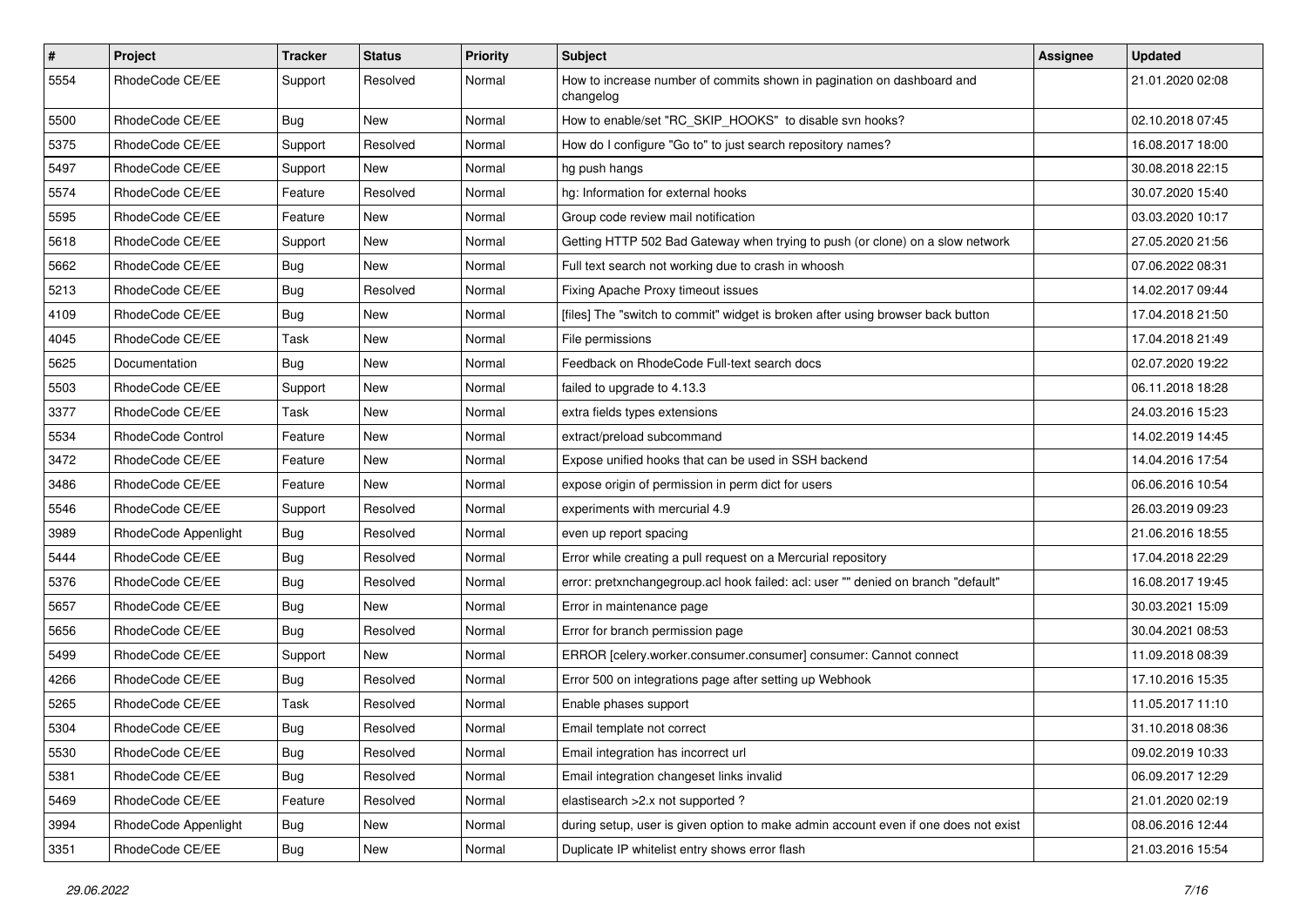| # | Project | Tracker | Status | Priority | Subject | Assignee | Updated |
|---|---|---|---|---|---|---|---|
| 5554 | RhodeCode CE/EE | Support | Resolved | Normal | How to increase number of commits shown in pagination on dashboard and changelog | | 21.01.2020 02:08 |
| 5500 | RhodeCode CE/EE | Bug | New | Normal | How to enable/set "RC_SKIP_HOOKS" to disable svn hooks? | | 02.10.2018 07:45 |
| 5375 | RhodeCode CE/EE | Support | Resolved | Normal | How do I configure "Go to" to just search repository names? | | 16.08.2017 18:00 |
| 5497 | RhodeCode CE/EE | Support | New | Normal | hg push hangs | | 30.08.2018 22:15 |
| 5574 | RhodeCode CE/EE | Feature | Resolved | Normal | hg: Information for external hooks | | 30.07.2020 15:40 |
| 5595 | RhodeCode CE/EE | Feature | New | Normal | Group code review mail notification | | 03.03.2020 10:17 |
| 5618 | RhodeCode CE/EE | Support | New | Normal | Getting HTTP 502 Bad Gateway when trying to push (or clone) on a slow network | | 27.05.2020 21:56 |
| 5662 | RhodeCode CE/EE | Bug | New | Normal | Full text search not working due to crash in whoosh | | 07.06.2022 08:31 |
| 5213 | RhodeCode CE/EE | Bug | Resolved | Normal | Fixing Apache Proxy timeout issues | | 14.02.2017 09:44 |
| 4109 | RhodeCode CE/EE | Bug | New | Normal | [files] The "switch to commit" widget is broken after using browser back button | | 17.04.2018 21:50 |
| 4045 | RhodeCode CE/EE | Task | New | Normal | File permissions | | 17.04.2018 21:49 |
| 5625 | Documentation | Bug | New | Normal | Feedback on RhodeCode Full-text search docs | | 02.07.2020 19:22 |
| 5503 | RhodeCode CE/EE | Support | New | Normal | failed to upgrade to 4.13.3 | | 06.11.2018 18:28 |
| 3377 | RhodeCode CE/EE | Task | New | Normal | extra fields types extensions | | 24.03.2016 15:23 |
| 5534 | RhodeCode Control | Feature | New | Normal | extract/preload subcommand | | 14.02.2019 14:45 |
| 3472 | RhodeCode CE/EE | Feature | New | Normal | Expose unified hooks that can be used in SSH backend | | 14.04.2016 17:54 |
| 3486 | RhodeCode CE/EE | Feature | New | Normal | expose origin of permission in perm dict for users | | 06.06.2016 10:54 |
| 5546 | RhodeCode CE/EE | Support | Resolved | Normal | experiments with mercurial 4.9 | | 26.03.2019 09:23 |
| 3989 | RhodeCode Appenlight | Bug | Resolved | Normal | even up report spacing | | 21.06.2016 18:55 |
| 5444 | RhodeCode CE/EE | Bug | Resolved | Normal | Error while creating a pull request on a Mercurial repository | | 17.04.2018 22:29 |
| 5376 | RhodeCode CE/EE | Bug | Resolved | Normal | error: pretxnchangegroup.acl hook failed: acl: user "" denied on branch "default" | | 16.08.2017 19:45 |
| 5657 | RhodeCode CE/EE | Bug | New | Normal | Error in maintenance page | | 30.03.2021 15:09 |
| 5656 | RhodeCode CE/EE | Bug | Resolved | Normal | Error for branch permission page | | 30.04.2021 08:53 |
| 5499 | RhodeCode CE/EE | Support | New | Normal | ERROR [celery.worker.consumer.consumer] consumer: Cannot connect | | 11.09.2018 08:39 |
| 4266 | RhodeCode CE/EE | Bug | Resolved | Normal | Error 500 on integrations page after setting up Webhook | | 17.10.2016 15:35 |
| 5265 | RhodeCode CE/EE | Task | Resolved | Normal | Enable phases support | | 11.05.2017 11:10 |
| 5304 | RhodeCode CE/EE | Bug | Resolved | Normal | Email template not correct | | 31.10.2018 08:36 |
| 5530 | RhodeCode CE/EE | Bug | Resolved | Normal | Email integration has incorrect url | | 09.02.2019 10:33 |
| 5381 | RhodeCode CE/EE | Bug | Resolved | Normal | Email integration changeset links invalid | | 06.09.2017 12:29 |
| 5469 | RhodeCode CE/EE | Feature | Resolved | Normal | elastisearch >2.x not supported ? | | 21.01.2020 02:19 |
| 3994 | RhodeCode Appenlight | Bug | New | Normal | during setup, user is given option to make admin account even if one does not exist | | 08.06.2016 12:44 |
| 3351 | RhodeCode CE/EE | Bug | New | Normal | Duplicate IP whitelist entry shows error flash | | 21.03.2016 15:54 |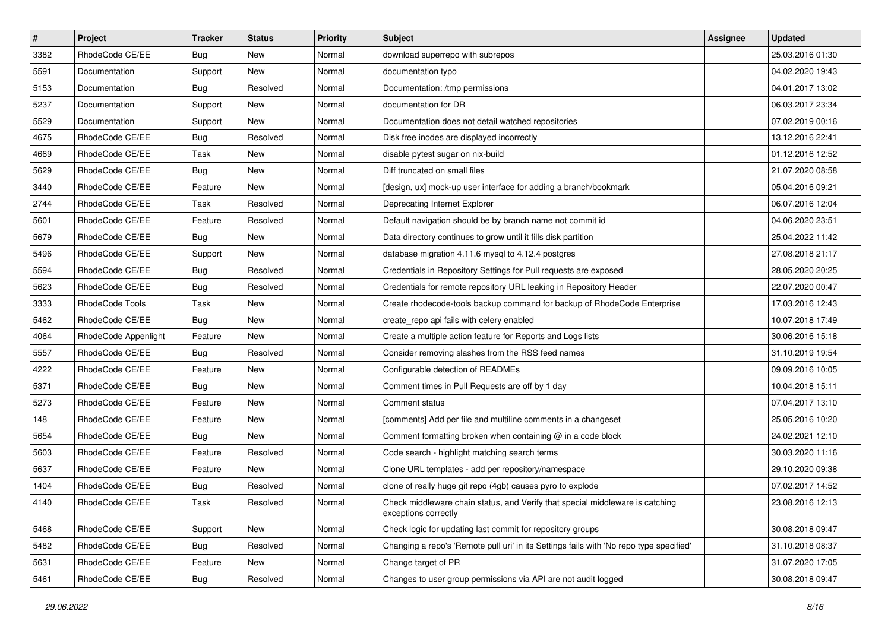| # | Project | Tracker | Status | Priority | Subject | Assignee | Updated |
|---|---|---|---|---|---|---|---|
| 3382 | RhodeCode CE/EE | Bug | New | Normal | download superrepo with subrepos | | 25.03.2016 01:30 |
| 5591 | Documentation | Support | New | Normal | documentation typo | | 04.02.2020 19:43 |
| 5153 | Documentation | Bug | Resolved | Normal | Documentation: /tmp permissions | | 04.01.2017 13:02 |
| 5237 | Documentation | Support | New | Normal | documentation for DR | | 06.03.2017 23:34 |
| 5529 | Documentation | Support | New | Normal | Documentation does not detail watched repositories | | 07.02.2019 00:16 |
| 4675 | RhodeCode CE/EE | Bug | Resolved | Normal | Disk free inodes are displayed incorrectly | | 13.12.2016 22:41 |
| 4669 | RhodeCode CE/EE | Task | New | Normal | disable pytest sugar on nix-build | | 01.12.2016 12:52 |
| 5629 | RhodeCode CE/EE | Bug | New | Normal | Diff truncated on small files | | 21.07.2020 08:58 |
| 3440 | RhodeCode CE/EE | Feature | New | Normal | [design, ux] mock-up user interface for adding a branch/bookmark | | 05.04.2016 09:21 |
| 2744 | RhodeCode CE/EE | Task | Resolved | Normal | Deprecating Internet Explorer | | 06.07.2016 12:04 |
| 5601 | RhodeCode CE/EE | Feature | Resolved | Normal | Default navigation should be by branch name not commit id | | 04.06.2020 23:51 |
| 5679 | RhodeCode CE/EE | Bug | New | Normal | Data directory continues to grow until it fills disk partition | | 25.04.2022 11:42 |
| 5496 | RhodeCode CE/EE | Support | New | Normal | database migration 4.11.6 mysql to 4.12.4 postgres | | 27.08.2018 21:17 |
| 5594 | RhodeCode CE/EE | Bug | Resolved | Normal | Credentials in Repository Settings for Pull requests are exposed | | 28.05.2020 20:25 |
| 5623 | RhodeCode CE/EE | Bug | Resolved | Normal | Credentials for remote repository URL leaking in Repository Header | | 22.07.2020 00:47 |
| 3333 | RhodeCode Tools | Task | New | Normal | Create rhodecode-tools backup command for backup of RhodeCode Enterprise | | 17.03.2016 12:43 |
| 5462 | RhodeCode CE/EE | Bug | New | Normal | create_repo api fails with celery enabled | | 10.07.2018 17:49 |
| 4064 | RhodeCode Appenlight | Feature | New | Normal | Create a multiple action feature for Reports and Logs lists | | 30.06.2016 15:18 |
| 5557 | RhodeCode CE/EE | Bug | Resolved | Normal | Consider removing slashes from the RSS feed names | | 31.10.2019 19:54 |
| 4222 | RhodeCode CE/EE | Feature | New | Normal | Configurable detection of READMEs | | 09.09.2016 10:05 |
| 5371 | RhodeCode CE/EE | Bug | New | Normal | Comment times in Pull Requests are off by 1 day | | 10.04.2018 15:11 |
| 5273 | RhodeCode CE/EE | Feature | New | Normal | Comment status | | 07.04.2017 13:10 |
| 148 | RhodeCode CE/EE | Feature | New | Normal | [comments] Add per file and multiline comments in a changeset | | 25.05.2016 10:20 |
| 5654 | RhodeCode CE/EE | Bug | New | Normal | Comment formatting broken when containing @ in a code block | | 24.02.2021 12:10 |
| 5603 | RhodeCode CE/EE | Feature | Resolved | Normal | Code search - highlight matching search terms | | 30.03.2020 11:16 |
| 5637 | RhodeCode CE/EE | Feature | New | Normal | Clone URL templates - add per repository/namespace | | 29.10.2020 09:38 |
| 1404 | RhodeCode CE/EE | Bug | Resolved | Normal | clone of really huge git repo (4gb) causes pyro to explode | | 07.02.2017 14:52 |
| 4140 | RhodeCode CE/EE | Task | Resolved | Normal | Check middleware chain status, and Verify that special middleware is catching exceptions correctly | | 23.08.2016 12:13 |
| 5468 | RhodeCode CE/EE | Support | New | Normal | Check logic for updating last commit for repository groups | | 30.08.2018 09:47 |
| 5482 | RhodeCode CE/EE | Bug | Resolved | Normal | Changing a repo's 'Remote pull uri' in its Settings fails with 'No repo type specified' | | 31.10.2018 08:37 |
| 5631 | RhodeCode CE/EE | Feature | New | Normal | Change target of PR | | 31.07.2020 17:05 |
| 5461 | RhodeCode CE/EE | Bug | Resolved | Normal | Changes to user group permissions via API are not audit logged | | 30.08.2018 09:47 |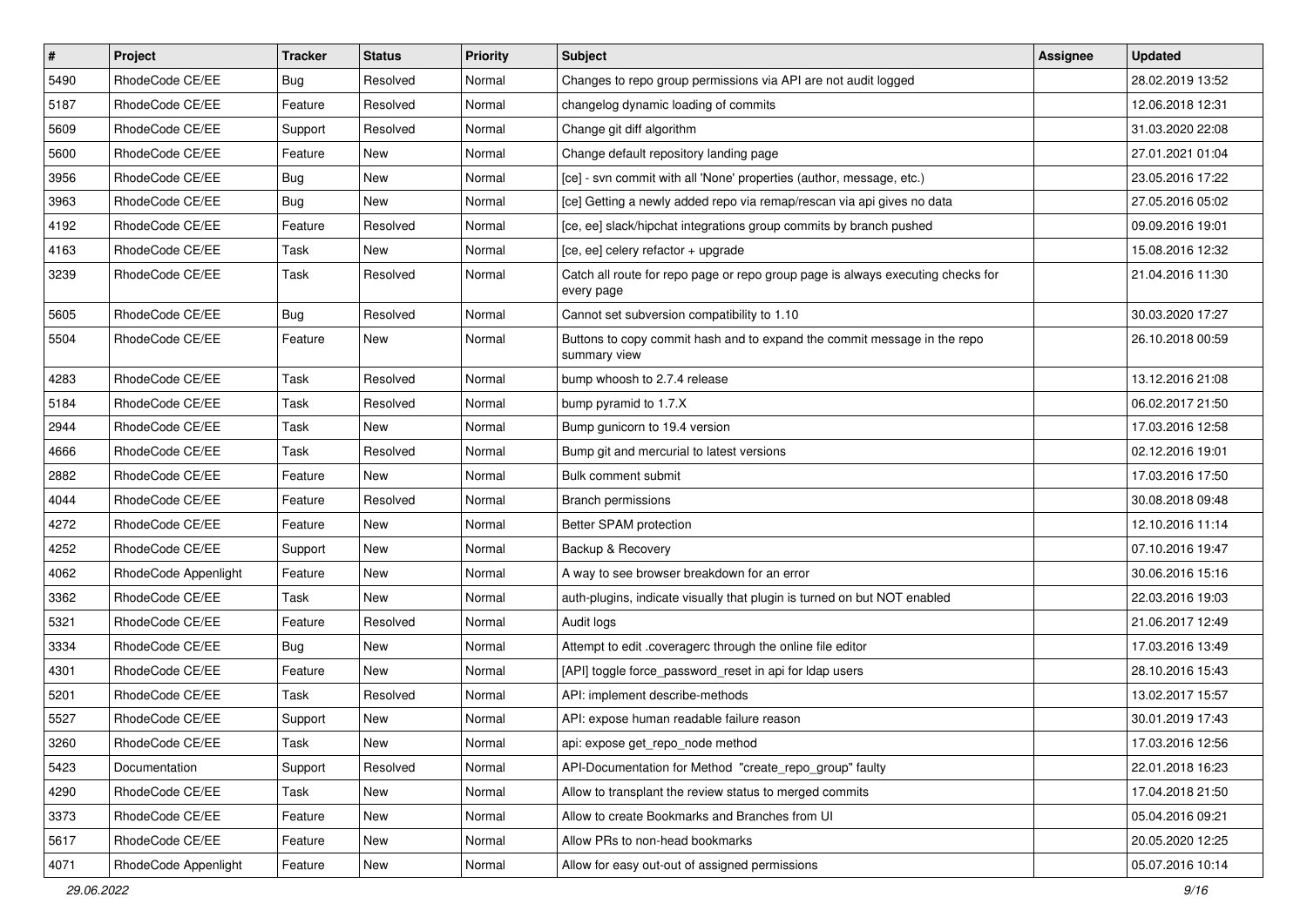| # | Project | Tracker | Status | Priority | Subject | Assignee | Updated |
|---|---|---|---|---|---|---|---|
| 5490 | RhodeCode CE/EE | Bug | Resolved | Normal | Changes to repo group permissions via API are not audit logged | | 28.02.2019 13:52 |
| 5187 | RhodeCode CE/EE | Feature | Resolved | Normal | changelog dynamic loading of commits | | 12.06.2018 12:31 |
| 5609 | RhodeCode CE/EE | Support | Resolved | Normal | Change git diff algorithm | | 31.03.2020 22:08 |
| 5600 | RhodeCode CE/EE | Feature | New | Normal | Change default repository landing page | | 27.01.2021 01:04 |
| 3956 | RhodeCode CE/EE | Bug | New | Normal | [ce] - svn commit with all 'None' properties (author, message, etc.) | | 23.05.2016 17:22 |
| 3963 | RhodeCode CE/EE | Bug | New | Normal | [ce] Getting a newly added repo via remap/rescan via api gives no data | | 27.05.2016 05:02 |
| 4192 | RhodeCode CE/EE | Feature | Resolved | Normal | [ce, ee] slack/hipchat integrations group commits by branch pushed | | 09.09.2016 19:01 |
| 4163 | RhodeCode CE/EE | Task | New | Normal | [ce, ee] celery refactor + upgrade | | 15.08.2016 12:32 |
| 3239 | RhodeCode CE/EE | Task | Resolved | Normal | Catch all route for repo page or repo group page is always executing checks for every page | | 21.04.2016 11:30 |
| 5605 | RhodeCode CE/EE | Bug | Resolved | Normal | Cannot set subversion compatibility to 1.10 | | 30.03.2020 17:27 |
| 5504 | RhodeCode CE/EE | Feature | New | Normal | Buttons to copy commit hash and to expand the commit message in the repo summary view | | 26.10.2018 00:59 |
| 4283 | RhodeCode CE/EE | Task | Resolved | Normal | bump whoosh to 2.7.4 release | | 13.12.2016 21:08 |
| 5184 | RhodeCode CE/EE | Task | Resolved | Normal | bump pyramid to 1.7.X | | 06.02.2017 21:50 |
| 2944 | RhodeCode CE/EE | Task | New | Normal | Bump gunicorn to 19.4 version | | 17.03.2016 12:58 |
| 4666 | RhodeCode CE/EE | Task | Resolved | Normal | Bump git and mercurial to latest versions | | 02.12.2016 19:01 |
| 2882 | RhodeCode CE/EE | Feature | New | Normal | Bulk comment submit | | 17.03.2016 17:50 |
| 4044 | RhodeCode CE/EE | Feature | Resolved | Normal | Branch permissions | | 30.08.2018 09:48 |
| 4272 | RhodeCode CE/EE | Feature | New | Normal | Better SPAM protection | | 12.10.2016 11:14 |
| 4252 | RhodeCode CE/EE | Support | New | Normal | Backup & Recovery | | 07.10.2016 19:47 |
| 4062 | RhodeCode Appenlight | Feature | New | Normal | A way to see browser breakdown for an error | | 30.06.2016 15:16 |
| 3362 | RhodeCode CE/EE | Task | New | Normal | auth-plugins, indicate visually that plugin is turned on but NOT enabled | | 22.03.2016 19:03 |
| 5321 | RhodeCode CE/EE | Feature | Resolved | Normal | Audit logs | | 21.06.2017 12:49 |
| 3334 | RhodeCode CE/EE | Bug | New | Normal | Attempt to edit .coveragerc through the online file editor | | 17.03.2016 13:49 |
| 4301 | RhodeCode CE/EE | Feature | New | Normal | [API] toggle force_password_reset in api for ldap users | | 28.10.2016 15:43 |
| 5201 | RhodeCode CE/EE | Task | Resolved | Normal | API: implement describe-methods | | 13.02.2017 15:57 |
| 5527 | RhodeCode CE/EE | Support | New | Normal | API: expose human readable failure reason | | 30.01.2019 17:43 |
| 3260 | RhodeCode CE/EE | Task | New | Normal | api: expose get_repo_node method | | 17.03.2016 12:56 |
| 5423 | Documentation | Support | Resolved | Normal | API-Documentation for Method "create_repo_group" faulty | | 22.01.2018 16:23 |
| 4290 | RhodeCode CE/EE | Task | New | Normal | Allow to transplant the review status to merged commits | | 17.04.2018 21:50 |
| 3373 | RhodeCode CE/EE | Feature | New | Normal | Allow to create Bookmarks and Branches from UI | | 05.04.2016 09:21 |
| 5617 | RhodeCode CE/EE | Feature | New | Normal | Allow PRs to non-head bookmarks | | 20.05.2020 12:25 |
| 4071 | RhodeCode Appenlight | Feature | New | Normal | Allow for easy out-out of assigned permissions | | 05.07.2016 10:14 |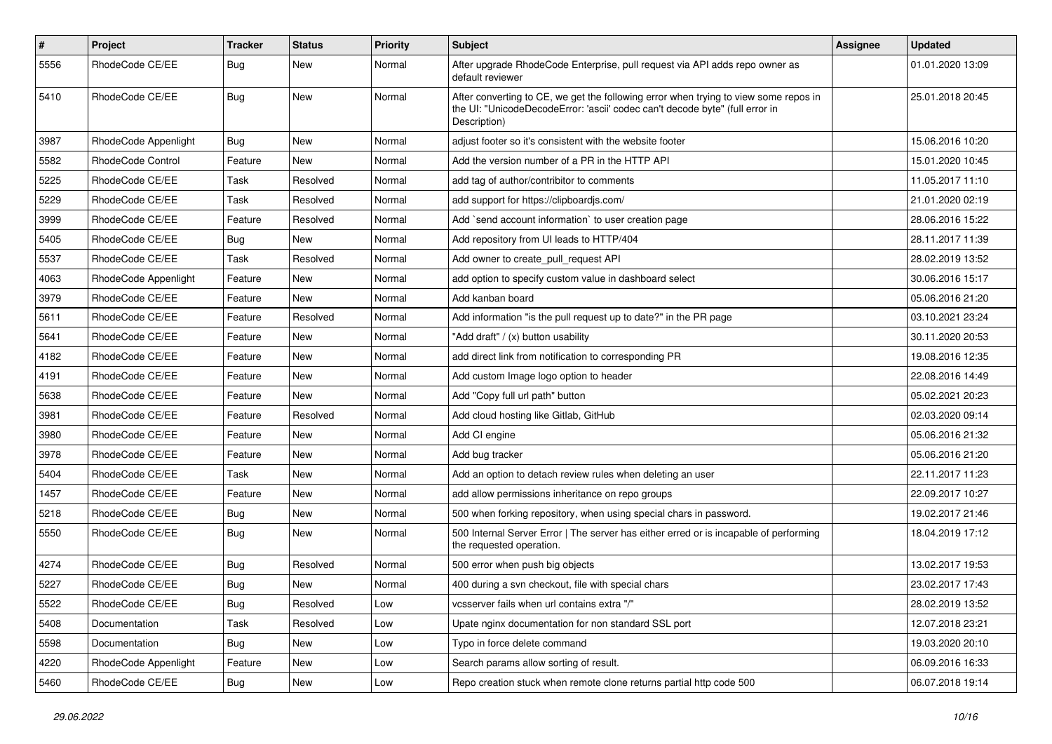| # | Project | Tracker | Status | Priority | Subject | Assignee | Updated |
|---|---|---|---|---|---|---|---|
| 5556 | RhodeCode CE/EE | Bug | New | Normal | After upgrade RhodeCode Enterprise, pull request via API adds repo owner as default reviewer | | 01.01.2020 13:09 |
| 5410 | RhodeCode CE/EE | Bug | New | Normal | After converting to CE, we get the following error when trying to view some repos in the UI: "UnicodeDecodeError: 'ascii' codec can't decode byte" (full error in Description) | | 25.01.2018 20:45 |
| 3987 | RhodeCode Appenlight | Bug | New | Normal | adjust footer so it's consistent with the website footer | | 15.06.2016 10:20 |
| 5582 | RhodeCode Control | Feature | New | Normal | Add the version number of a PR in the HTTP API | | 15.01.2020 10:45 |
| 5225 | RhodeCode CE/EE | Task | Resolved | Normal | add tag of author/contribitor to comments | | 11.05.2017 11:10 |
| 5229 | RhodeCode CE/EE | Task | Resolved | Normal | add support for https://clipboardjs.com/ | | 21.01.2020 02:19 |
| 3999 | RhodeCode CE/EE | Feature | Resolved | Normal | Add `send account information` to user creation page | | 28.06.2016 15:22 |
| 5405 | RhodeCode CE/EE | Bug | New | Normal | Add repository from UI leads to HTTP/404 | | 28.11.2017 11:39 |
| 5537 | RhodeCode CE/EE | Task | Resolved | Normal | Add owner to create_pull_request API | | 28.02.2019 13:52 |
| 4063 | RhodeCode Appenlight | Feature | New | Normal | add option to specify custom value in dashboard select | | 30.06.2016 15:17 |
| 3979 | RhodeCode CE/EE | Feature | New | Normal | Add kanban board | | 05.06.2016 21:20 |
| 5611 | RhodeCode CE/EE | Feature | Resolved | Normal | Add information "is the pull request up to date?" in the PR page | | 03.10.2021 23:24 |
| 5641 | RhodeCode CE/EE | Feature | New | Normal | "Add draft" / (x) button usability | | 30.11.2020 20:53 |
| 4182 | RhodeCode CE/EE | Feature | New | Normal | add direct link from notification to corresponding PR | | 19.08.2016 12:35 |
| 4191 | RhodeCode CE/EE | Feature | New | Normal | Add custom Image logo option to header | | 22.08.2016 14:49 |
| 5638 | RhodeCode CE/EE | Feature | New | Normal | Add "Copy full url path" button | | 05.02.2021 20:23 |
| 3981 | RhodeCode CE/EE | Feature | Resolved | Normal | Add cloud hosting like Gitlab, GitHub | | 02.03.2020 09:14 |
| 3980 | RhodeCode CE/EE | Feature | New | Normal | Add CI engine | | 05.06.2016 21:32 |
| 3978 | RhodeCode CE/EE | Feature | New | Normal | Add bug tracker | | 05.06.2016 21:20 |
| 5404 | RhodeCode CE/EE | Task | New | Normal | Add an option to detach review rules when deleting an user | | 22.11.2017 11:23 |
| 1457 | RhodeCode CE/EE | Feature | New | Normal | add allow permissions inheritance on repo groups | | 22.09.2017 10:27 |
| 5218 | RhodeCode CE/EE | Bug | New | Normal | 500 when forking repository, when using special chars in password. | | 19.02.2017 21:46 |
| 5550 | RhodeCode CE/EE | Bug | New | Normal | 500 Internal Server Error \| The server has either erred or is incapable of performing the requested operation. | | 18.04.2019 17:12 |
| 4274 | RhodeCode CE/EE | Bug | Resolved | Normal | 500 error when push big objects | | 13.02.2017 19:53 |
| 5227 | RhodeCode CE/EE | Bug | New | Normal | 400 during a svn checkout, file with special chars | | 23.02.2017 17:43 |
| 5522 | RhodeCode CE/EE | Bug | Resolved | Low | vcsserver fails when url contains extra "/" | | 28.02.2019 13:52 |
| 5408 | Documentation | Task | Resolved | Low | Upate nginx documentation for non standard SSL port | | 12.07.2018 23:21 |
| 5598 | Documentation | Bug | New | Low | Typo in force delete command | | 19.03.2020 20:10 |
| 4220 | RhodeCode Appenlight | Feature | New | Low | Search params allow sorting of result. | | 06.09.2016 16:33 |
| 5460 | RhodeCode CE/EE | Bug | New | Low | Repo creation stuck when remote clone returns partial http code 500 | | 06.07.2018 19:14 |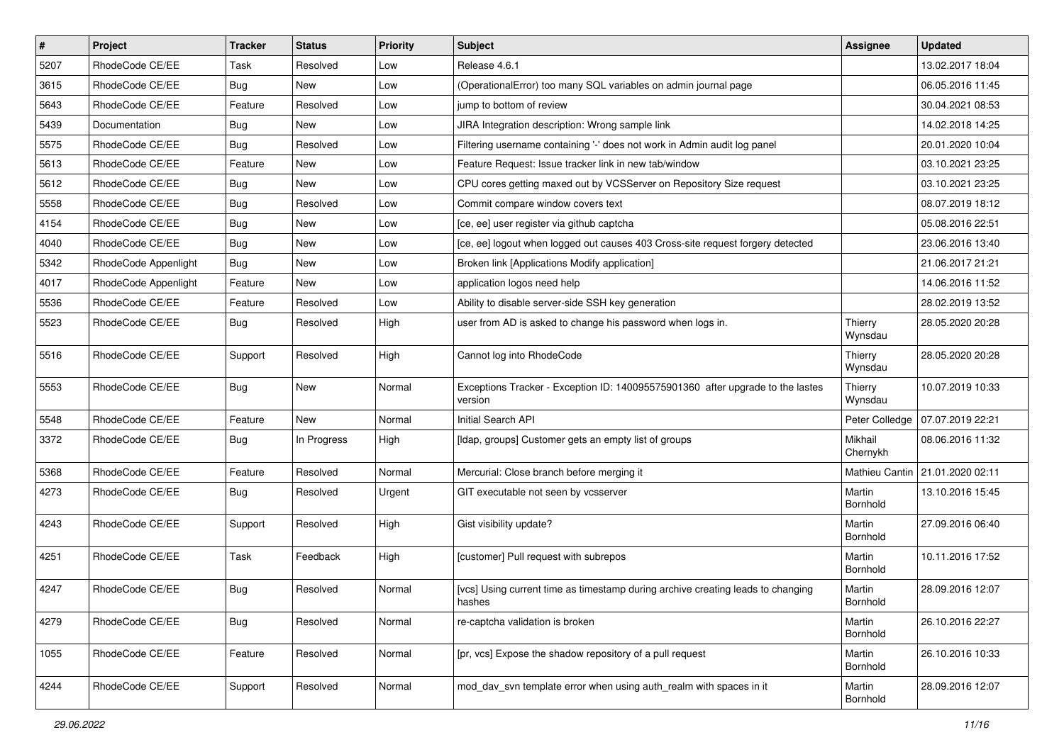| # | Project | Tracker | Status | Priority | Subject | Assignee | Updated |
|---|---|---|---|---|---|---|---|
| 5207 | RhodeCode CE/EE | Task | Resolved | Low | Release 4.6.1 | | 13.02.2017 18:04 |
| 3615 | RhodeCode CE/EE | Bug | New | Low | (OperationalError) too many SQL variables on admin journal page | | 06.05.2016 11:45 |
| 5643 | RhodeCode CE/EE | Feature | Resolved | Low | jump to bottom of review | | 30.04.2021 08:53 |
| 5439 | Documentation | Bug | New | Low | JIRA Integration description: Wrong sample link | | 14.02.2018 14:25 |
| 5575 | RhodeCode CE/EE | Bug | Resolved | Low | Filtering username containing '-' does not work in Admin audit log panel | | 20.01.2020 10:04 |
| 5613 | RhodeCode CE/EE | Feature | New | Low | Feature Request: Issue tracker link in new tab/window | | 03.10.2021 23:25 |
| 5612 | RhodeCode CE/EE | Bug | New | Low | CPU cores getting maxed out by VCSServer on Repository Size request | | 03.10.2021 23:25 |
| 5558 | RhodeCode CE/EE | Bug | Resolved | Low | Commit compare window covers text | | 08.07.2019 18:12 |
| 4154 | RhodeCode CE/EE | Bug | New | Low | [ce, ee] user register via github captcha | | 05.08.2016 22:51 |
| 4040 | RhodeCode CE/EE | Bug | New | Low | [ce, ee] logout when logged out causes 403 Cross-site request forgery detected | | 23.06.2016 13:40 |
| 5342 | RhodeCode Appenlight | Bug | New | Low | Broken link [Applications Modify application] | | 21.06.2017 21:21 |
| 4017 | RhodeCode Appenlight | Feature | New | Low | application logos need help | | 14.06.2016 11:52 |
| 5536 | RhodeCode CE/EE | Feature | Resolved | Low | Ability to disable server-side SSH key generation | | 28.02.2019 13:52 |
| 5523 | RhodeCode CE/EE | Bug | Resolved | High | user from AD is asked to change his password when logs in. | Thierry Wynsdau | 28.05.2020 20:28 |
| 5516 | RhodeCode CE/EE | Support | Resolved | High | Cannot log into RhodeCode | Thierry Wynsdau | 28.05.2020 20:28 |
| 5553 | RhodeCode CE/EE | Bug | New | Normal | Exceptions Tracker - Exception ID: 140095575901360 after upgrade to the lastes version | Thierry Wynsdau | 10.07.2019 10:33 |
| 5548 | RhodeCode CE/EE | Feature | New | Normal | Initial Search API | Peter Colledge | 07.07.2019 22:21 |
| 3372 | RhodeCode CE/EE | Bug | In Progress | High | [ldap, groups] Customer gets an empty list of groups | Mikhail Chernykh | 08.06.2016 11:32 |
| 5368 | RhodeCode CE/EE | Feature | Resolved | Normal | Mercurial: Close branch before merging it | Mathieu Cantin | 21.01.2020 02:11 |
| 4273 | RhodeCode CE/EE | Bug | Resolved | Urgent | GIT executable not seen by vcsserver | Martin Bornhold | 13.10.2016 15:45 |
| 4243 | RhodeCode CE/EE | Support | Resolved | High | Gist visibility update? | Martin Bornhold | 27.09.2016 06:40 |
| 4251 | RhodeCode CE/EE | Task | Feedback | High | [customer] Pull request with subrepos | Martin Bornhold | 10.11.2016 17:52 |
| 4247 | RhodeCode CE/EE | Bug | Resolved | Normal | [vcs] Using current time as timestamp during archive creating leads to changing hashes | Martin Bornhold | 28.09.2016 12:07 |
| 4279 | RhodeCode CE/EE | Bug | Resolved | Normal | re-captcha validation is broken | Martin Bornhold | 26.10.2016 22:27 |
| 1055 | RhodeCode CE/EE | Feature | Resolved | Normal | [pr, vcs] Expose the shadow repository of a pull request | Martin Bornhold | 26.10.2016 10:33 |
| 4244 | RhodeCode CE/EE | Support | Resolved | Normal | mod_dav_svn template error when using auth_realm with spaces in it | Martin Bornhold | 28.09.2016 12:07 |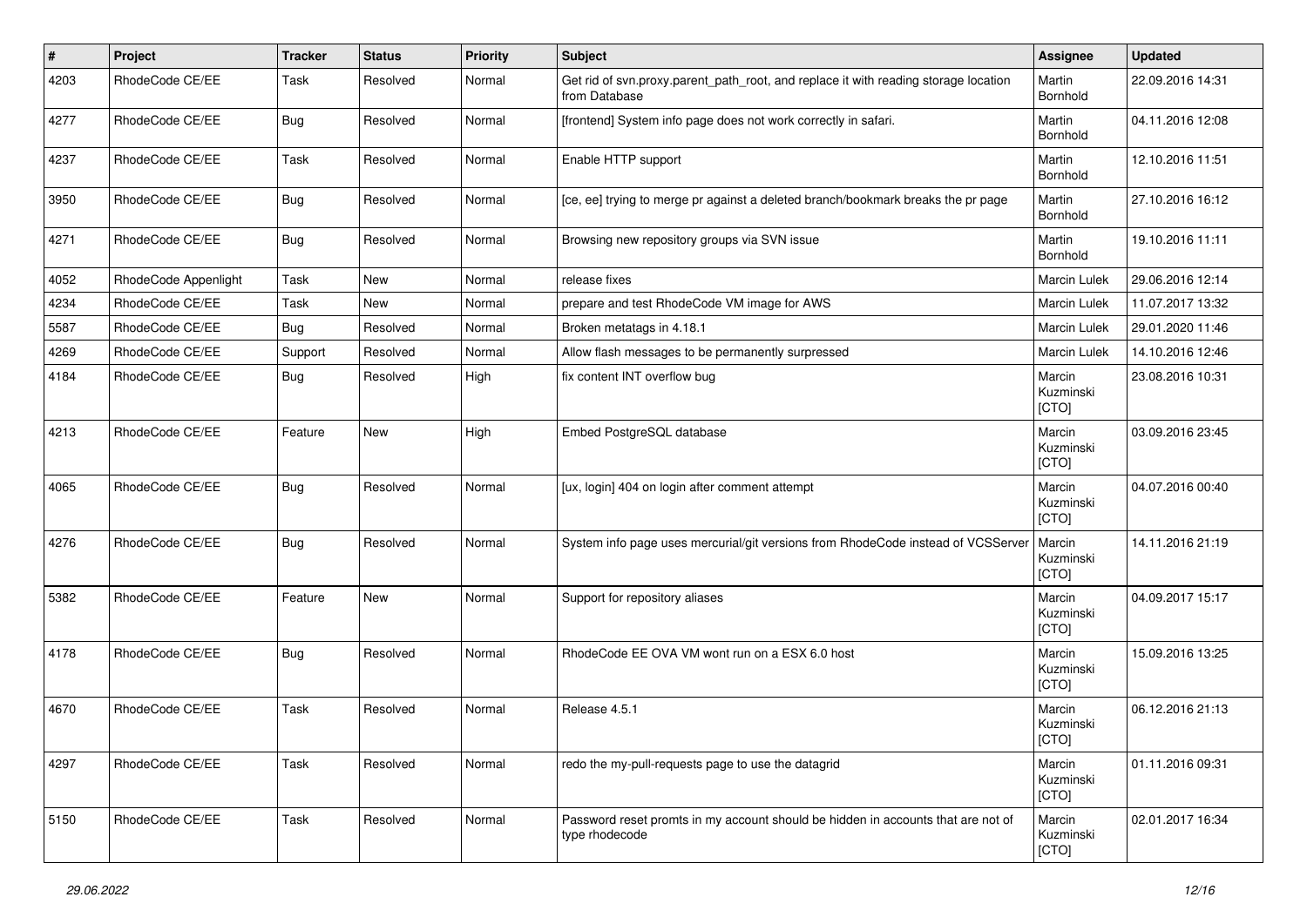| # | Project | Tracker | Status | Priority | Subject | Assignee | Updated |
|---|---|---|---|---|---|---|---|
| 4203 | RhodeCode CE/EE | Task | Resolved | Normal | Get rid of svn.proxy.parent_path_root, and replace it with reading storage location from Database | Martin Bornhold | 22.09.2016 14:31 |
| 4277 | RhodeCode CE/EE | Bug | Resolved | Normal | [frontend] System info page does not work correctly in safari. | Martin Bornhold | 04.11.2016 12:08 |
| 4237 | RhodeCode CE/EE | Task | Resolved | Normal | Enable HTTP support | Martin Bornhold | 12.10.2016 11:51 |
| 3950 | RhodeCode CE/EE | Bug | Resolved | Normal | [ce, ee] trying to merge pr against a deleted branch/bookmark breaks the pr page | Martin Bornhold | 27.10.2016 16:12 |
| 4271 | RhodeCode CE/EE | Bug | Resolved | Normal | Browsing new repository groups via SVN issue | Martin Bornhold | 19.10.2016 11:11 |
| 4052 | RhodeCode Appenlight | Task | New | Normal | release fixes | Marcin Lulek | 29.06.2016 12:14 |
| 4234 | RhodeCode CE/EE | Task | New | Normal | prepare and test RhodeCode VM image for AWS | Marcin Lulek | 11.07.2017 13:32 |
| 5587 | RhodeCode CE/EE | Bug | Resolved | Normal | Broken metatags in 4.18.1 | Marcin Lulek | 29.01.2020 11:46 |
| 4269 | RhodeCode CE/EE | Support | Resolved | Normal | Allow flash messages to be permanently surpressed | Marcin Lulek | 14.10.2016 12:46 |
| 4184 | RhodeCode CE/EE | Bug | Resolved | High | fix content INT overflow bug | Marcin Kuzminski [CTO] | 23.08.2016 10:31 |
| 4213 | RhodeCode CE/EE | Feature | New | High | Embed PostgreSQL database | Marcin Kuzminski [CTO] | 03.09.2016 23:45 |
| 4065 | RhodeCode CE/EE | Bug | Resolved | Normal | [ux, login] 404 on login after comment attempt | Marcin Kuzminski [CTO] | 04.07.2016 00:40 |
| 4276 | RhodeCode CE/EE | Bug | Resolved | Normal | System info page uses mercurial/git versions from RhodeCode instead of VCSServer | Marcin Kuzminski [CTO] | 14.11.2016 21:19 |
| 5382 | RhodeCode CE/EE | Feature | New | Normal | Support for repository aliases | Marcin Kuzminski [CTO] | 04.09.2017 15:17 |
| 4178 | RhodeCode CE/EE | Bug | Resolved | Normal | RhodeCode EE OVA VM wont run on a ESX 6.0 host | Marcin Kuzminski [CTO] | 15.09.2016 13:25 |
| 4670 | RhodeCode CE/EE | Task | Resolved | Normal | Release 4.5.1 | Marcin Kuzminski [CTO] | 06.12.2016 21:13 |
| 4297 | RhodeCode CE/EE | Task | Resolved | Normal | redo the my-pull-requests page to use the datagrid | Marcin Kuzminski [CTO] | 01.11.2016 09:31 |
| 5150 | RhodeCode CE/EE | Task | Resolved | Normal | Password reset promts in my account should be hidden in accounts that are not of type rhodecode | Marcin Kuzminski [CTO] | 02.01.2017 16:34 |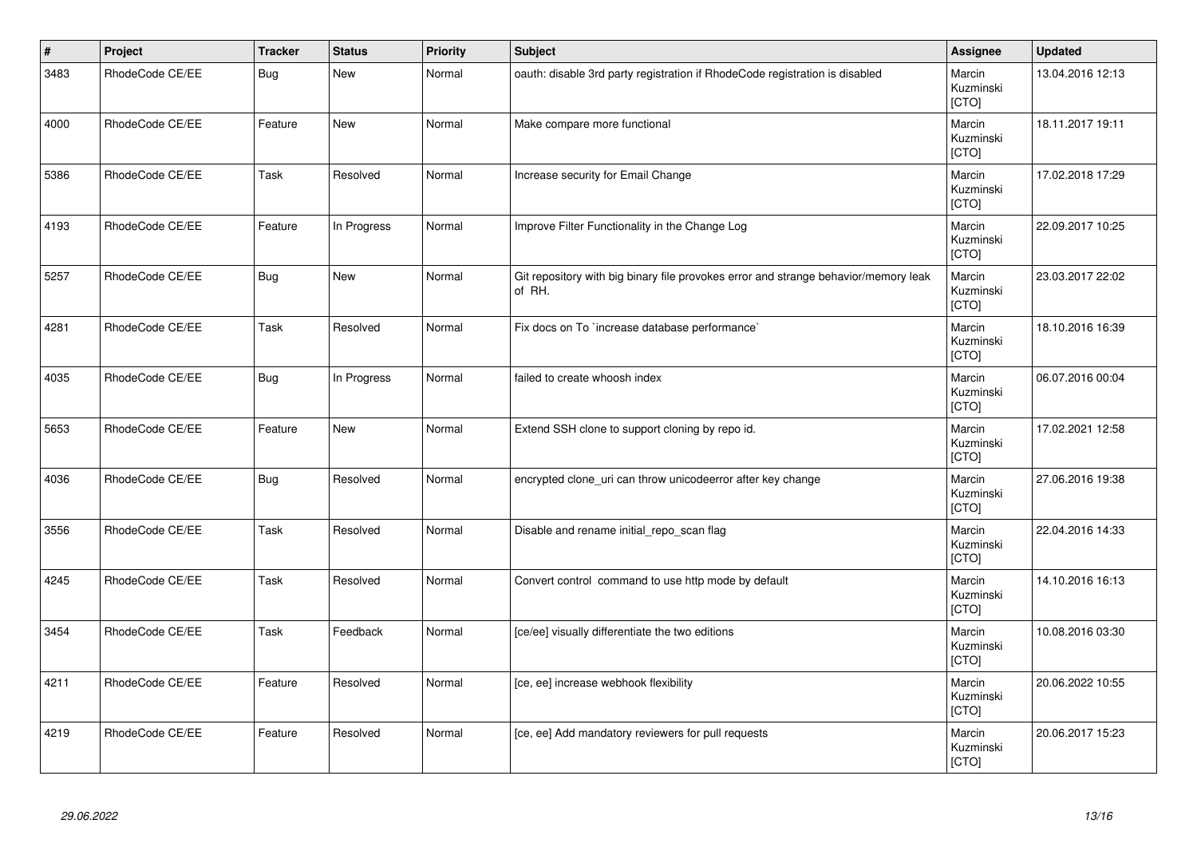| # | Project | Tracker | Status | Priority | Subject | Assignee | Updated |
|---|---|---|---|---|---|---|---|
| 3483 | RhodeCode CE/EE | Bug | New | Normal | oauth: disable 3rd party registration if RhodeCode registration is disabled | Marcin Kuzminski [CTO] | 13.04.2016 12:13 |
| 4000 | RhodeCode CE/EE | Feature | New | Normal | Make compare more functional | Marcin Kuzminski [CTO] | 18.11.2017 19:11 |
| 5386 | RhodeCode CE/EE | Task | Resolved | Normal | Increase security for Email Change | Marcin Kuzminski [CTO] | 17.02.2018 17:29 |
| 4193 | RhodeCode CE/EE | Feature | In Progress | Normal | Improve Filter Functionality in the Change Log | Marcin Kuzminski [CTO] | 22.09.2017 10:25 |
| 5257 | RhodeCode CE/EE | Bug | New | Normal | Git repository with big binary file provokes error and strange behavior/memory leak of RH. | Marcin Kuzminski [CTO] | 23.03.2017 22:02 |
| 4281 | RhodeCode CE/EE | Task | Resolved | Normal | Fix docs on To `increase database performance` | Marcin Kuzminski [CTO] | 18.10.2016 16:39 |
| 4035 | RhodeCode CE/EE | Bug | In Progress | Normal | failed to create whoosh index | Marcin Kuzminski [CTO] | 06.07.2016 00:04 |
| 5653 | RhodeCode CE/EE | Feature | New | Normal | Extend SSH clone to support cloning by repo id. | Marcin Kuzminski [CTO] | 17.02.2021 12:58 |
| 4036 | RhodeCode CE/EE | Bug | Resolved | Normal | encrypted clone_uri can throw unicodeerror after key change | Marcin Kuzminski [CTO] | 27.06.2016 19:38 |
| 3556 | RhodeCode CE/EE | Task | Resolved | Normal | Disable and rename initial_repo_scan flag | Marcin Kuzminski [CTO] | 22.04.2016 14:33 |
| 4245 | RhodeCode CE/EE | Task | Resolved | Normal | Convert control command to use http mode by default | Marcin Kuzminski [CTO] | 14.10.2016 16:13 |
| 3454 | RhodeCode CE/EE | Task | Feedback | Normal | [ce/ee] visually differentiate the two editions | Marcin Kuzminski [CTO] | 10.08.2016 03:30 |
| 4211 | RhodeCode CE/EE | Feature | Resolved | Normal | [ce, ee] increase webhook flexibility | Marcin Kuzminski [CTO] | 20.06.2022 10:55 |
| 4219 | RhodeCode CE/EE | Feature | Resolved | Normal | [ce, ee] Add mandatory reviewers for pull requests | Marcin Kuzminski [CTO] | 20.06.2017 15:23 |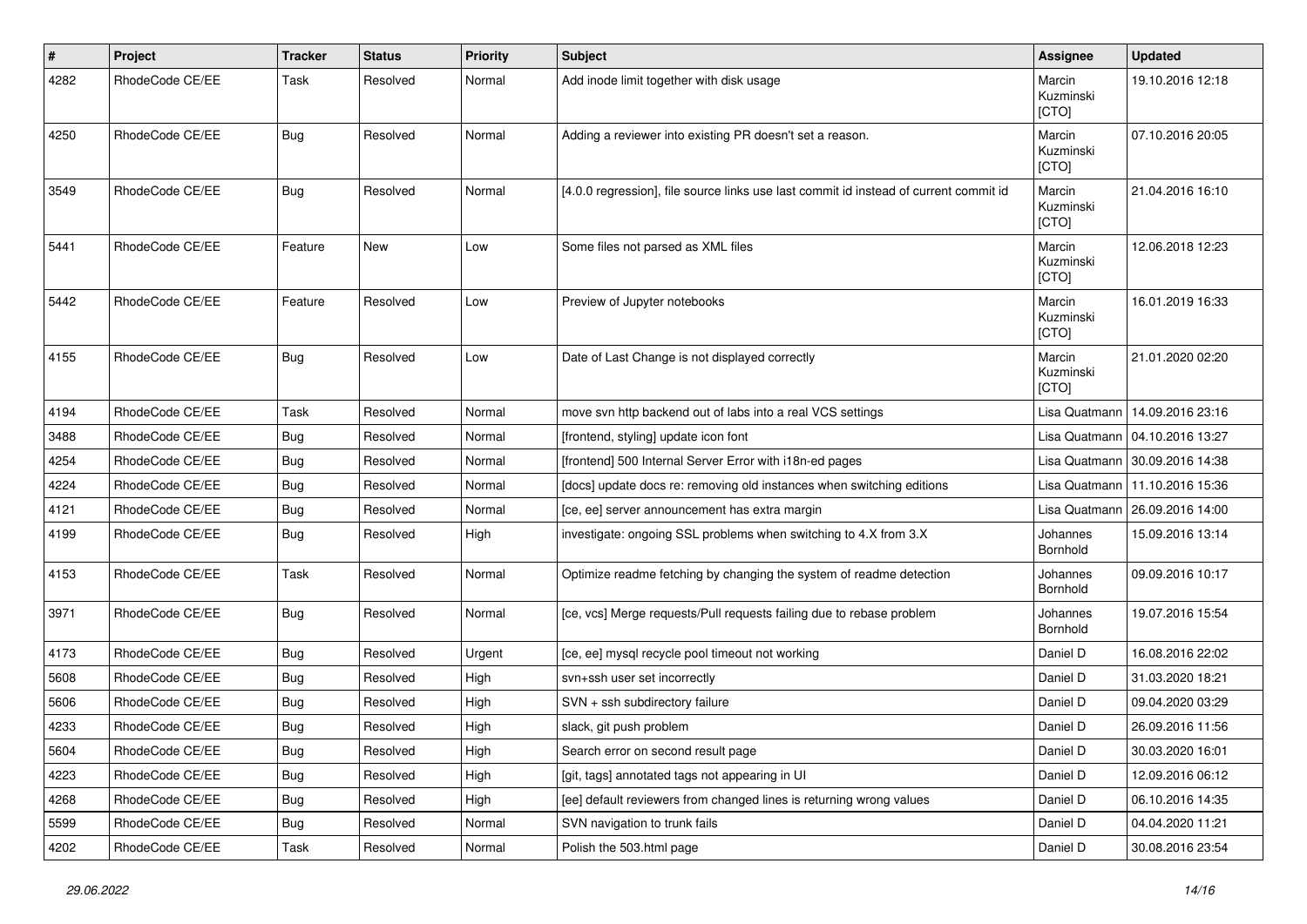| # | Project | Tracker | Status | Priority | Subject | Assignee | Updated |
|---|---|---|---|---|---|---|---|
| 4282 | RhodeCode CE/EE | Task | Resolved | Normal | Add inode limit together with disk usage | Marcin Kuzminski [CTO] | 19.10.2016 12:18 |
| 4250 | RhodeCode CE/EE | Bug | Resolved | Normal | Adding a reviewer into existing PR doesn't set a reason. | Marcin Kuzminski [CTO] | 07.10.2016 20:05 |
| 3549 | RhodeCode CE/EE | Bug | Resolved | Normal | [4.0.0 regression], file source links use last commit id instead of current commit id | Marcin Kuzminski [CTO] | 21.04.2016 16:10 |
| 5441 | RhodeCode CE/EE | Feature | New | Low | Some files not parsed as XML files | Marcin Kuzminski [CTO] | 12.06.2018 12:23 |
| 5442 | RhodeCode CE/EE | Feature | Resolved | Low | Preview of Jupyter notebooks | Marcin Kuzminski [CTO] | 16.01.2019 16:33 |
| 4155 | RhodeCode CE/EE | Bug | Resolved | Low | Date of Last Change is not displayed correctly | Marcin Kuzminski [CTO] | 21.01.2020 02:20 |
| 4194 | RhodeCode CE/EE | Task | Resolved | Normal | move svn http backend out of labs into a real VCS settings | Lisa Quatmann | 14.09.2016 23:16 |
| 3488 | RhodeCode CE/EE | Bug | Resolved | Normal | [frontend, styling] update icon font | Lisa Quatmann | 04.10.2016 13:27 |
| 4254 | RhodeCode CE/EE | Bug | Resolved | Normal | [frontend] 500 Internal Server Error with i18n-ed pages | Lisa Quatmann | 30.09.2016 14:38 |
| 4224 | RhodeCode CE/EE | Bug | Resolved | Normal | [docs] update docs re: removing old instances when switching editions | Lisa Quatmann | 11.10.2016 15:36 |
| 4121 | RhodeCode CE/EE | Bug | Resolved | Normal | [ce, ee] server announcement has extra margin | Lisa Quatmann | 26.09.2016 14:00 |
| 4199 | RhodeCode CE/EE | Bug | Resolved | High | investigate: ongoing SSL problems when switching to 4.X from 3.X | Johannes Bornhold | 15.09.2016 13:14 |
| 4153 | RhodeCode CE/EE | Task | Resolved | Normal | Optimize readme fetching by changing the system of readme detection | Johannes Bornhold | 09.09.2016 10:17 |
| 3971 | RhodeCode CE/EE | Bug | Resolved | Normal | [ce, vcs] Merge requests/Pull requests failing due to rebase problem | Johannes Bornhold | 19.07.2016 15:54 |
| 4173 | RhodeCode CE/EE | Bug | Resolved | Urgent | [ce, ee] mysql recycle pool timeout not working | Daniel D | 16.08.2016 22:02 |
| 5608 | RhodeCode CE/EE | Bug | Resolved | High | svn+ssh user set incorrectly | Daniel D | 31.03.2020 18:21 |
| 5606 | RhodeCode CE/EE | Bug | Resolved | High | SVN + ssh subdirectory failure | Daniel D | 09.04.2020 03:29 |
| 4233 | RhodeCode CE/EE | Bug | Resolved | High | slack, git push problem | Daniel D | 26.09.2016 11:56 |
| 5604 | RhodeCode CE/EE | Bug | Resolved | High | Search error on second result page | Daniel D | 30.03.2020 16:01 |
| 4223 | RhodeCode CE/EE | Bug | Resolved | High | [git, tags] annotated tags not appearing in UI | Daniel D | 12.09.2016 06:12 |
| 4268 | RhodeCode CE/EE | Bug | Resolved | High | [ee] default reviewers from changed lines is returning wrong values | Daniel D | 06.10.2016 14:35 |
| 5599 | RhodeCode CE/EE | Bug | Resolved | Normal | SVN navigation to trunk fails | Daniel D | 04.04.2020 11:21 |
| 4202 | RhodeCode CE/EE | Task | Resolved | Normal | Polish the 503.html page | Daniel D | 30.08.2016 23:54 |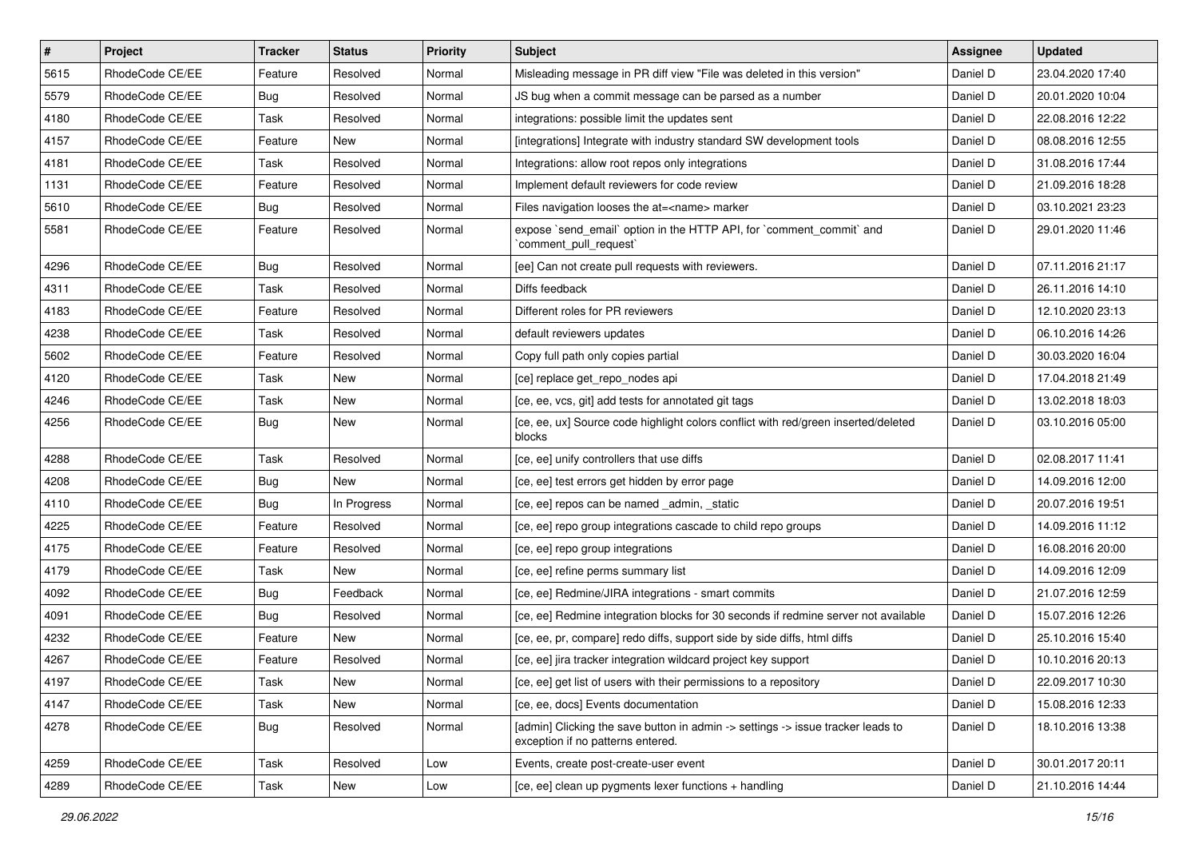| # | Project | Tracker | Status | Priority | Subject | Assignee | Updated |
| --- | --- | --- | --- | --- | --- | --- | --- |
| 5615 | RhodeCode CE/EE | Feature | Resolved | Normal | Misleading message in PR diff view "File was deleted in this version" | Daniel D | 23.04.2020 17:40 |
| 5579 | RhodeCode CE/EE | Bug | Resolved | Normal | JS bug when a commit message can be parsed as a number | Daniel D | 20.01.2020 10:04 |
| 4180 | RhodeCode CE/EE | Task | Resolved | Normal | integrations: possible limit the updates sent | Daniel D | 22.08.2016 12:22 |
| 4157 | RhodeCode CE/EE | Feature | New | Normal | [integrations] Integrate with industry standard SW development tools | Daniel D | 08.08.2016 12:55 |
| 4181 | RhodeCode CE/EE | Task | Resolved | Normal | Integrations: allow root repos only integrations | Daniel D | 31.08.2016 17:44 |
| 1131 | RhodeCode CE/EE | Feature | Resolved | Normal | Implement default reviewers for code review | Daniel D | 21.09.2016 18:28 |
| 5610 | RhodeCode CE/EE | Bug | Resolved | Normal | Files navigation looses the at=<name> marker | Daniel D | 03.10.2021 23:23 |
| 5581 | RhodeCode CE/EE | Feature | Resolved | Normal | expose `send_email` option in the HTTP API, for `comment_commit` and `comment_pull_request` | Daniel D | 29.01.2020 11:46 |
| 4296 | RhodeCode CE/EE | Bug | Resolved | Normal | [ee] Can not create pull requests with reviewers. | Daniel D | 07.11.2016 21:17 |
| 4311 | RhodeCode CE/EE | Task | Resolved | Normal | Diffs feedback | Daniel D | 26.11.2016 14:10 |
| 4183 | RhodeCode CE/EE | Feature | Resolved | Normal | Different roles for PR reviewers | Daniel D | 12.10.2020 23:13 |
| 4238 | RhodeCode CE/EE | Task | Resolved | Normal | default reviewers updates | Daniel D | 06.10.2016 14:26 |
| 5602 | RhodeCode CE/EE | Feature | Resolved | Normal | Copy full path only copies partial | Daniel D | 30.03.2020 16:04 |
| 4120 | RhodeCode CE/EE | Task | New | Normal | [ce] replace get_repo_nodes api | Daniel D | 17.04.2018 21:49 |
| 4246 | RhodeCode CE/EE | Task | New | Normal | [ce, ee, vcs, git] add tests for annotated git tags | Daniel D | 13.02.2018 18:03 |
| 4256 | RhodeCode CE/EE | Bug | New | Normal | [ce, ee, ux] Source code highlight colors conflict with red/green inserted/deleted blocks | Daniel D | 03.10.2016 05:00 |
| 4288 | RhodeCode CE/EE | Task | Resolved | Normal | [ce, ee] unify controllers that use diffs | Daniel D | 02.08.2017 11:41 |
| 4208 | RhodeCode CE/EE | Bug | New | Normal | [ce, ee] test errors get hidden by error page | Daniel D | 14.09.2016 12:00 |
| 4110 | RhodeCode CE/EE | Bug | In Progress | Normal | [ce, ee] repos can be named _admin, _static | Daniel D | 20.07.2016 19:51 |
| 4225 | RhodeCode CE/EE | Feature | Resolved | Normal | [ce, ee] repo group integrations cascade to child repo groups | Daniel D | 14.09.2016 11:12 |
| 4175 | RhodeCode CE/EE | Feature | Resolved | Normal | [ce, ee] repo group integrations | Daniel D | 16.08.2016 20:00 |
| 4179 | RhodeCode CE/EE | Task | New | Normal | [ce, ee] refine perms summary list | Daniel D | 14.09.2016 12:09 |
| 4092 | RhodeCode CE/EE | Bug | Feedback | Normal | [ce, ee] Redmine/JIRA integrations - smart commits | Daniel D | 21.07.2016 12:59 |
| 4091 | RhodeCode CE/EE | Bug | Resolved | Normal | [ce, ee] Redmine integration blocks for 30 seconds if redmine server not available | Daniel D | 15.07.2016 12:26 |
| 4232 | RhodeCode CE/EE | Feature | New | Normal | [ce, ee, pr, compare] redo diffs, support side by side diffs, html diffs | Daniel D | 25.10.2016 15:40 |
| 4267 | RhodeCode CE/EE | Feature | Resolved | Normal | [ce, ee] jira tracker integration wildcard project key support | Daniel D | 10.10.2016 20:13 |
| 4197 | RhodeCode CE/EE | Task | New | Normal | [ce, ee] get list of users with their permissions to a repository | Daniel D | 22.09.2017 10:30 |
| 4147 | RhodeCode CE/EE | Task | New | Normal | [ce, ee, docs] Events documentation | Daniel D | 15.08.2016 12:33 |
| 4278 | RhodeCode CE/EE | Bug | Resolved | Normal | [admin] Clicking the save button in admin -> settings -> issue tracker leads to exception if no patterns entered. | Daniel D | 18.10.2016 13:38 |
| 4259 | RhodeCode CE/EE | Task | Resolved | Low | Events, create post-create-user event | Daniel D | 30.01.2017 20:11 |
| 4289 | RhodeCode CE/EE | Task | New | Low | [ce, ee] clean up pygments lexer functions + handling | Daniel D | 21.10.2016 14:44 |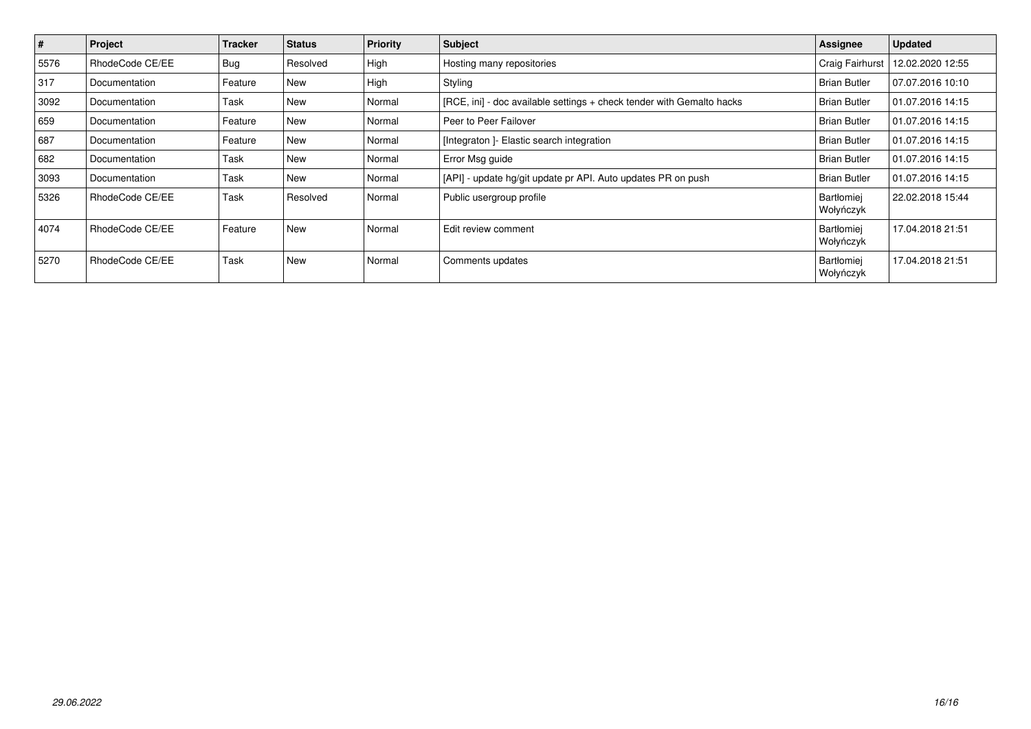| # | Project | Tracker | Status | Priority | Subject | Assignee | Updated |
|---|---|---|---|---|---|---|---|
| 5576 | RhodeCode CE/EE | Bug | Resolved | High | Hosting many repositories | Craig Fairhurst | 12.02.2020 12:55 |
| 317 | Documentation | Feature | New | High | Styling | Brian Butler | 07.07.2016 10:10 |
| 3092 | Documentation | Task | New | Normal | [RCE, ini] - doc available settings + check tender with Gemalto hacks | Brian Butler | 01.07.2016 14:15 |
| 659 | Documentation | Feature | New | Normal | Peer to Peer Failover | Brian Butler | 01.07.2016 14:15 |
| 687 | Documentation | Feature | New | Normal | [Integraton ]- Elastic search integration | Brian Butler | 01.07.2016 14:15 |
| 682 | Documentation | Task | New | Normal | Error Msg guide | Brian Butler | 01.07.2016 14:15 |
| 3093 | Documentation | Task | New | Normal | [API] - update hg/git update pr API. Auto updates PR on push | Brian Butler | 01.07.2016 14:15 |
| 5326 | RhodeCode CE/EE | Task | Resolved | Normal | Public usergroup profile | Bartłomiej Wołyńczyk | 22.02.2018 15:44 |
| 4074 | RhodeCode CE/EE | Feature | New | Normal | Edit review comment | Bartłomiej Wołyńczyk | 17.04.2018 21:51 |
| 5270 | RhodeCode CE/EE | Task | New | Normal | Comments updates | Bartłomiej Wołyńczyk | 17.04.2018 21:51 |